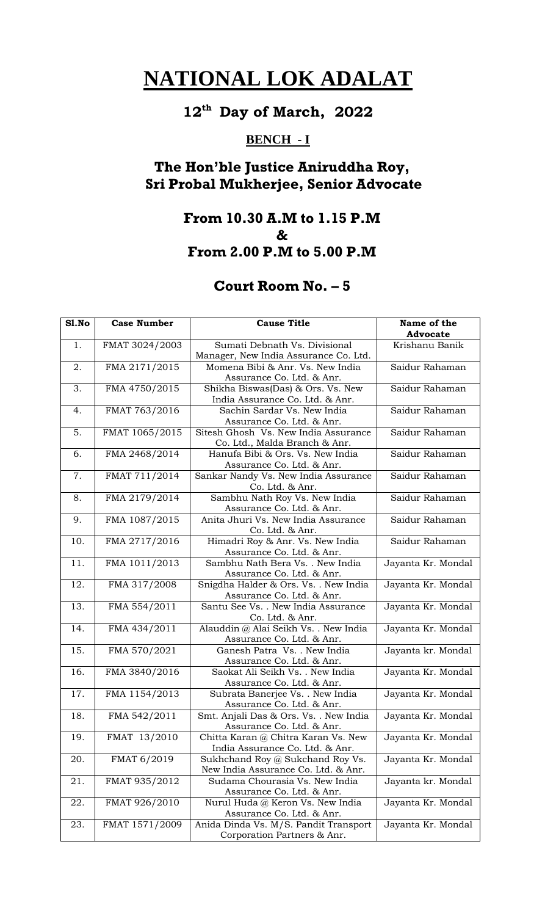# NATIONAL LOK ADALAT

## 12th Day of March, 2022

### BENCH - I

## The Hon'ble Justice Aniruddha Roy, Sri Probal Mukherjee, Senior Advocate

## From 10.30 A.M to 1.15 P.M & From 2.00 P.M to 5.00 P.M

## Court Room No. – 5

| Sl.No | Case Number | Cause Title | Name of the Advocate |
|---|---|---|---|
| 1. | FMAT 3024/2003 | Sumati Debnath Vs. Divisional Manager, New India Assurance Co. Ltd. | Krishanu Banik |
| 2. | FMA 2171/2015 | Momena Bibi & Anr. Vs. New India Assurance Co. Ltd. & Anr. | Saidur Rahaman |
| 3. | FMA 4750/2015 | Shikha Biswas(Das) & Ors. Vs. New India Assurance Co. Ltd. & Anr. | Saidur Rahaman |
| 4. | FMAT 763/2016 | Sachin Sardar Vs. New India Assurance Co. Ltd. & Anr. | Saidur Rahaman |
| 5. | FMAT 1065/2015 | Sitesh Ghosh Vs. New India Assurance Co. Ltd., Malda Branch & Anr. | Saidur Rahaman |
| 6. | FMA 2468/2014 | Hanufa Bibi & Ors. Vs. New India Assurance Co. Ltd. & Anr. | Saidur Rahaman |
| 7. | FMAT 711/2014 | Sankar Nandy Vs. New India Assurance Co. Ltd. & Anr. | Saidur Rahaman |
| 8. | FMA 2179/2014 | Sambhu Nath Roy Vs. New India Assurance Co. Ltd. & Anr. | Saidur Rahaman |
| 9. | FMA 1087/2015 | Anita Jhuri Vs. New India Assurance Co. Ltd. & Anr. | Saidur Rahaman |
| 10. | FMA 2717/2016 | Himadri Roy & Anr. Vs. New India Assurance Co. Ltd. & Anr. | Saidur Rahaman |
| 11. | FMA 1011/2013 | Sambhu Nath Bera Vs. . New India Assurance Co. Ltd. & Anr. | Jayanta Kr. Mondal |
| 12. | FMA 317/2008 | Snigdha Halder & Ors. Vs. . New India Assurance Co. Ltd. & Anr. | Jayanta Kr. Mondal |
| 13. | FMA 554/2011 | Santu See Vs. . New India Assurance Co. Ltd. & Anr. | Jayanta Kr. Mondal |
| 14. | FMA 434/2011 | Alauddin @ Alai Seikh Vs. . New India Assurance Co. Ltd. & Anr. | Jayanta Kr. Mondal |
| 15. | FMA 570/2021 | Ganesh Patra Vs. . New India Assurance Co. Ltd. & Anr. | Jayanta kr. Mondal |
| 16. | FMA 3840/2016 | Saokat Ali Seikh Vs. . New India Assurance Co. Ltd. & Anr. | Jayanta Kr. Mondal |
| 17. | FMA 1154/2013 | Subrata Banerjee Vs. . New India Assurance Co. Ltd. & Anr. | Jayanta Kr. Mondal |
| 18. | FMA 542/2011 | Smt. Anjali Das & Ors. Vs. . New India Assurance Co. Ltd. & Anr. | Jayanta Kr. Mondal |
| 19. | FMAT 13/2010 | Chitta Karan @ Chitra Karan Vs. New India Assurance Co. Ltd. & Anr. | Jayanta Kr. Mondal |
| 20. | FMAT 6/2019 | Sukhchand Roy @ Sukchand Roy Vs. New India Assurance Co. Ltd. & Anr. | Jayanta Kr. Mondal |
| 21. | FMAT 935/2012 | Sudama Chourasia Vs. New India Assurance Co. Ltd. & Anr. | Jayanta kr. Mondal |
| 22. | FMAT 926/2010 | Nurul Huda @ Keron Vs. New India Assurance Co. Ltd. & Anr. | Jayanta Kr. Mondal |
| 23. | FMAT 1571/2009 | Anida Dinda Vs. M/S. Pandit Transport Corporation Partners & Anr. | Jayanta Kr. Mondal |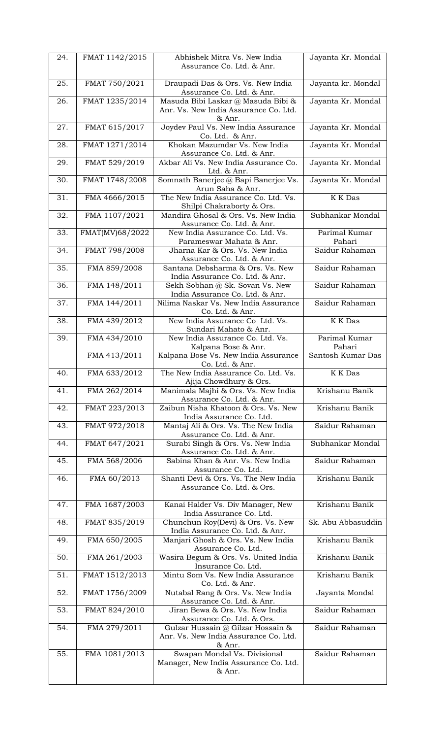| 24. | FMAT 1142/2015 | Abhishek Mitra Vs. New India Assurance Co. Ltd. & Anr. | Jayanta Kr. Mondal |
|---|---|---|---|
| 25. | FMAT 750/2021 | Draupadi Das & Ors. Vs. New India Assurance Co. Ltd. & Anr. | Jayanta kr. Mondal |
| 26. | FMAT 1235/2014 | Masuda Bibi Laskar @ Masuda Bibi & Anr. Vs. New India Assurance Co. Ltd. & Anr. | Jayanta Kr. Mondal |
| 27. | FMAT 615/2017 | Joydev Paul Vs. New India Assurance Co. Ltd. & Anr. | Jayanta Kr. Mondal |
| 28. | FMAT 1271/2014 | Khokan Mazumdar Vs. New India Assurance Co. Ltd. & Anr. | Jayanta Kr. Mondal |
| 29. | FMAT 529/2019 | Akbar Ali Vs. New India Assurance Co. Ltd. & Anr. | Jayanta Kr. Mondal |
| 30. | FMAT 1748/2008 | Somnath Banerjee @ Bapi Banerjee Vs. Arun Saha & Anr. | Jayanta Kr. Mondal |
| 31. | FMA 4666/2015 | The New India Assurance Co. Ltd. Vs. Shilpi Chakraborty & Ors. | K K Das |
| 32. | FMA 1107/2021 | Mandira Ghosal & Ors. Vs. New India Assurance Co. Ltd. & Anr. | Subhankar Mondal |
| 33. | FMAT(MV)68/2022 | New India Assurance Co. Ltd. Vs. Parameswar Mahata & Anr. | Parimal Kumar Pahari |
| 34. | FMAT 798/2008 | Jharna Kar & Ors. Vs. New India Assurance Co. Ltd. & Anr. | Saidur Rahaman |
| 35. | FMA 859/2008 | Santana Debsharma & Ors. Vs. New India Assurance Co. Ltd. & Anr. | Saidur Rahaman |
| 36. | FMA 148/2011 | Sekh Sobhan @ Sk. Sovan Vs. New India Assurance Co. Ltd. & Anr. | Saidur Rahaman |
| 37. | FMA 144/2011 | Nilima Naskar Vs. New India Assurance Co. Ltd. & Anr. | Saidur Rahaman |
| 38. | FMA 439/2012 | New India Assurance Co Ltd. Vs. Sundari Mahato & Anr. | K K Das |
| 39. | FMA 434/2010 | New India Assurance Co. Ltd. Vs. Kalpana Bose & Anr. | Parimal Kumar Pahari |
| | FMA 413/2011 | Kalpana Bose Vs. New India Assurance Co. Ltd. & Anr. | Santosh Kumar Das |
| 40. | FMA 633/2012 | The New India Assurance Co. Ltd. Vs. Ajija Chowdhury & Ors. | K K Das |
| 41. | FMA 262/2014 | Manimala Majhi & Ors. Vs. New India Assurance Co. Ltd. & Anr. | Krishanu Banik |
| 42. | FMAT 223/2013 | Zaibun Nisha Khatoon & Ors. Vs. New India Assurance Co. Ltd. | Krishanu Banik |
| 43. | FMAT 972/2018 | Mantaj Ali & Ors. Vs. The New India Assurance Co. Ltd. & Anr. | Saidur Rahaman |
| 44. | FMAT 647/2021 | Surabi Singh & Ors. Vs. New India Assurance Co. Ltd. & Anr. | Subhankar Mondal |
| 45. | FMA 568/2006 | Sabina Khan & Anr. Vs. New India Assurance Co. Ltd. | Saidur Rahaman |
| 46. | FMA 60/2013 | Shanti Devi & Ors. Vs. The New India Assurance Co. Ltd. & Ors. | Krishanu Banik |
| 47. | FMA 1687/2003 | Kanai Halder Vs. Div Manager, New India Assurance Co. Ltd. | Krishanu Banik |
| 48. | FMAT 835/2019 | Chunchun Roy(Devi) & Ors. Vs. New India Assurance Co. Ltd. & Anr. | Sk. Abu Abbasuddin |
| 49. | FMA 650/2005 | Manjari Ghosh & Ors. Vs. New India Assurance Co. Ltd. | Krishanu Banik |
| 50. | FMA 261/2003 | Wasira Begum & Ors. Vs. United India Insurance Co. Ltd. | Krishanu Banik |
| 51. | FMAT 1512/2013 | Mintu Som Vs. New India Assurance Co. Ltd. & Anr. | Krishanu Banik |
| 52. | FMAT 1756/2009 | Nutabal Rang & Ors. Vs. New India Assurance Co. Ltd. & Anr. | Jayanta Mondal |
| 53. | FMAT 824/2010 | Jiran Bewa & Ors. Vs. New India Assurance Co. Ltd. & Ors. | Saidur Rahaman |
| 54. | FMA 279/2011 | Gulzar Hussain @ Gilzar Hossain & Anr. Vs. New India Assurance Co. Ltd. & Anr. | Saidur Rahaman |
| 55. | FMA 1081/2013 | Swapan Mondal Vs. Divisional Manager, New India Assurance Co. Ltd. & Anr. | Saidur Rahaman |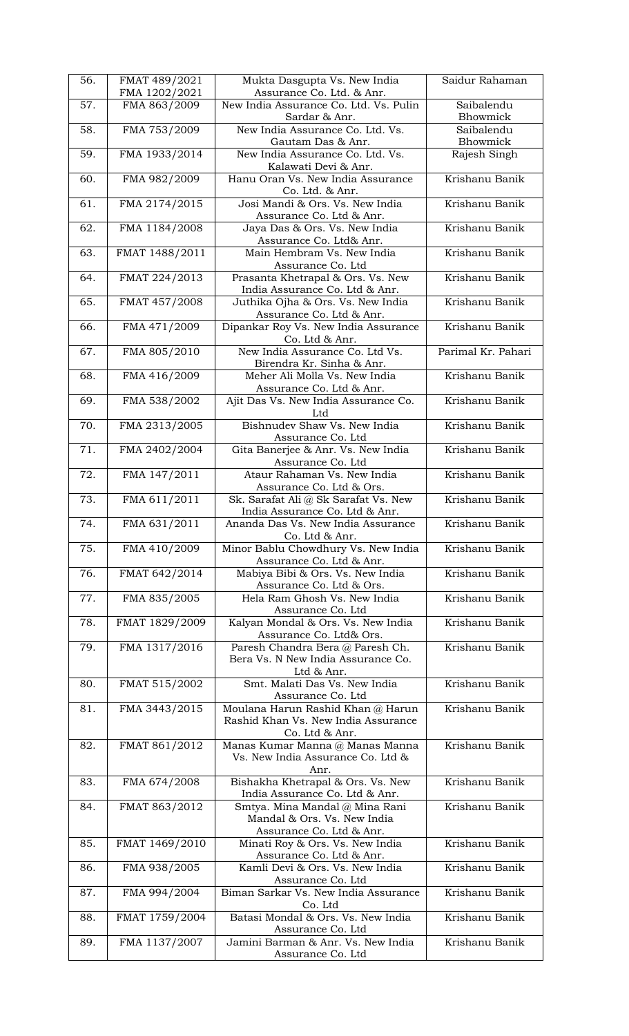| 56. | FMAT 489/2021 FMA 1202/2021 | Mukta Dasgupta Vs. New India Assurance Co. Ltd. & Anr. | Saidur Rahaman |
|---|---|---|---|
| 57. | FMA 863/2009 | New India Assurance Co. Ltd. Vs. Pulin Sardar & Anr. | Saibalendu Bhowmick |
| 58. | FMA 753/2009 | New India Assurance Co. Ltd. Vs. Gautam Das & Anr. | Saibalendu Bhowmick |
| 59. | FMA 1933/2014 | New India Assurance Co. Ltd. Vs. Kalawati Devi & Anr. | Rajesh Singh |
| 60. | FMA 982/2009 | Hanu Oran Vs. New India Assurance Co. Ltd. & Anr. | Krishanu Banik |
| 61. | FMA 2174/2015 | Josi Mandi & Ors. Vs. New India Assurance Co. Ltd & Anr. | Krishanu Banik |
| 62. | FMA 1184/2008 | Jaya Das & Ors. Vs. New India Assurance Co. Ltd& Anr. | Krishanu Banik |
| 63. | FMAT 1488/2011 | Main Hembram Vs. New India Assurance Co. Ltd | Krishanu Banik |
| 64. | FMAT 224/2013 | Prasanta Khetrapal & Ors. Vs. New India Assurance Co. Ltd & Anr. | Krishanu Banik |
| 65. | FMAT 457/2008 | Juthika Ojha & Ors. Vs. New India Assurance Co. Ltd & Anr. | Krishanu Banik |
| 66. | FMA 471/2009 | Dipankar Roy Vs. New India Assurance Co. Ltd & Anr. | Krishanu Banik |
| 67. | FMA 805/2010 | New India Assurance Co. Ltd Vs. Birendra Kr. Sinha & Anr. | Parimal Kr. Pahari |
| 68. | FMA 416/2009 | Meher Ali Molla Vs. New India Assurance Co. Ltd & Anr. | Krishanu Banik |
| 69. | FMA 538/2002 | Ajit Das Vs. New India Assurance Co. Ltd | Krishanu Banik |
| 70. | FMA 2313/2005 | Bishnudev Shaw Vs. New India Assurance Co. Ltd | Krishanu Banik |
| 71. | FMA 2402/2004 | Gita Banerjee & Anr. Vs. New India Assurance Co. Ltd | Krishanu Banik |
| 72. | FMA 147/2011 | Ataur Rahaman Vs. New India Assurance Co. Ltd & Ors. | Krishanu Banik |
| 73. | FMA 611/2011 | Sk. Sarafat Ali @ Sk Sarafat Vs. New India Assurance Co. Ltd & Anr. | Krishanu Banik |
| 74. | FMA 631/2011 | Ananda Das Vs. New India Assurance Co. Ltd & Anr. | Krishanu Banik |
| 75. | FMA 410/2009 | Minor Bablu Chowdhury Vs. New India Assurance Co. Ltd & Anr. | Krishanu Banik |
| 76. | FMAT 642/2014 | Mabiya Bibi & Ors. Vs. New India Assurance Co. Ltd & Ors. | Krishanu Banik |
| 77. | FMA 835/2005 | Hela Ram Ghosh Vs. New India Assurance Co. Ltd | Krishanu Banik |
| 78. | FMAT 1829/2009 | Kalyan Mondal & Ors. Vs. New India Assurance Co. Ltd& Ors. | Krishanu Banik |
| 79. | FMA 1317/2016 | Paresh Chandra Bera @ Paresh Ch. Bera Vs. N New India Assurance Co. Ltd & Anr. | Krishanu Banik |
| 80. | FMAT 515/2002 | Smt. Malati Das Vs. New India Assurance Co. Ltd | Krishanu Banik |
| 81. | FMA 3443/2015 | Moulana Harun Rashid Khan @ Harun Rashid Khan Vs. New India Assurance Co. Ltd & Anr. | Krishanu Banik |
| 82. | FMAT 861/2012 | Manas Kumar Manna @ Manas Manna Vs. New India Assurance Co. Ltd & Anr. | Krishanu Banik |
| 83. | FMA 674/2008 | Bishakha Khetrapal & Ors. Vs. New India Assurance Co. Ltd & Anr. | Krishanu Banik |
| 84. | FMAT 863/2012 | Smtya. Mina Mandal @ Mina Rani Mandal & Ors. Vs. New India Assurance Co. Ltd & Anr. | Krishanu Banik |
| 85. | FMAT 1469/2010 | Minati Roy & Ors. Vs. New India Assurance Co. Ltd & Anr. | Krishanu Banik |
| 86. | FMA 938/2005 | Kamli Devi & Ors. Vs. New India Assurance Co. Ltd | Krishanu Banik |
| 87. | FMA 994/2004 | Biman Sarkar Vs. New India Assurance Co. Ltd | Krishanu Banik |
| 88. | FMAT 1759/2004 | Batasi Mondal & Ors. Vs. New India Assurance Co. Ltd | Krishanu Banik |
| 89. | FMA 1137/2007 | Jamini Barman & Anr. Vs. New India Assurance Co. Ltd | Krishanu Banik |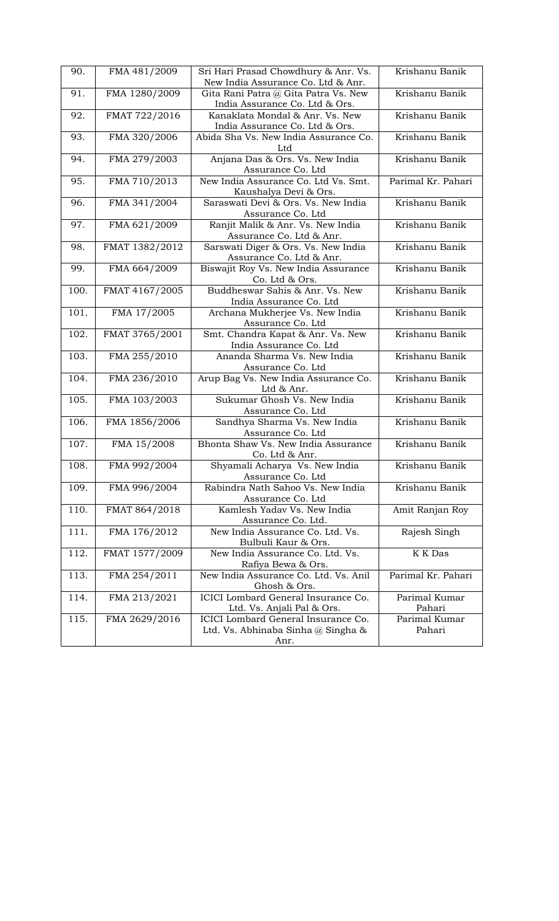| 90. | FMA 481/2009 | Sri Hari Prasad Chowdhury & Anr. Vs. New India Assurance Co. Ltd & Anr. | Krishanu Banik |
|---|---|---|---|
| 91. | FMA 1280/2009 | Gita Rani Patra @ Gita Patra Vs. New India Assurance Co. Ltd & Ors. | Krishanu Banik |
| 92. | FMAT 722/2016 | Kanaklata Mondal & Anr. Vs. New India Assurance Co. Ltd & Ors. | Krishanu Banik |
| 93. | FMA 320/2006 | Abida Sha Vs. New India Assurance Co. Ltd | Krishanu Banik |
| 94. | FMA 279/2003 | Anjana Das & Ors. Vs. New India Assurance Co. Ltd | Krishanu Banik |
| 95. | FMA 710/2013 | New India Assurance Co. Ltd Vs. Smt. Kaushalya Devi & Ors. | Parimal Kr. Pahari |
| 96. | FMA 341/2004 | Saraswati Devi & Ors. Vs. New India Assurance Co. Ltd | Krishanu Banik |
| 97. | FMA 621/2009 | Ranjit Malik & Anr. Vs. New India Assurance Co. Ltd & Anr. | Krishanu Banik |
| 98. | FMAT 1382/2012 | Sarswati Diger & Ors. Vs. New India Assurance Co. Ltd & Anr. | Krishanu Banik |
| 99. | FMA 664/2009 | Biswajit Roy Vs. New India Assurance Co. Ltd & Ors. | Krishanu Banik |
| 100. | FMAT 4167/2005 | Buddheswar Sahis & Anr. Vs. New India Assurance Co. Ltd | Krishanu Banik |
| 101. | FMA 17/2005 | Archana Mukherjee Vs. New India Assurance Co. Ltd | Krishanu Banik |
| 102. | FMAT 3765/2001 | Smt. Chandra Kapat & Anr. Vs. New India Assurance Co. Ltd | Krishanu Banik |
| 103. | FMA 255/2010 | Ananda Sharma Vs. New India Assurance Co. Ltd | Krishanu Banik |
| 104. | FMA 236/2010 | Arup Bag Vs. New India Assurance Co. Ltd & Anr. | Krishanu Banik |
| 105. | FMA 103/2003 | Sukumar Ghosh Vs. New India Assurance Co. Ltd | Krishanu Banik |
| 106. | FMA 1856/2006 | Sandhya Sharma Vs. New India Assurance Co. Ltd | Krishanu Banik |
| 107. | FMA 15/2008 | Bhonta Shaw Vs. New India Assurance Co. Ltd & Anr. | Krishanu Banik |
| 108. | FMA 992/2004 | Shyamali Acharya Vs. New India Assurance Co. Ltd | Krishanu Banik |
| 109. | FMA 996/2004 | Rabindra Nath Sahoo Vs. New India Assurance Co. Ltd | Krishanu Banik |
| 110. | FMAT 864/2018 | Kamlesh Yadav Vs. New India Assurance Co. Ltd. | Amit Ranjan Roy |
| 111. | FMA 176/2012 | New India Assurance Co. Ltd. Vs. Bulbuli Kaur & Ors. | Rajesh Singh |
| 112. | FMAT 1577/2009 | New India Assurance Co. Ltd. Vs. Rafiya Bewa & Ors. | K K Das |
| 113. | FMA 254/2011 | New India Assurance Co. Ltd. Vs. Anil Ghosh & Ors. | Parimal Kr. Pahari |
| 114. | FMA 213/2021 | ICICI Lombard General Insurance Co. Ltd. Vs. Anjali Pal & Ors. | Parimal Kumar Pahari |
| 115. | FMA 2629/2016 | ICICI Lombard General Insurance Co. Ltd. Vs. Abhinaba Sinha @ Singha & Anr. | Parimal Kumar Pahari |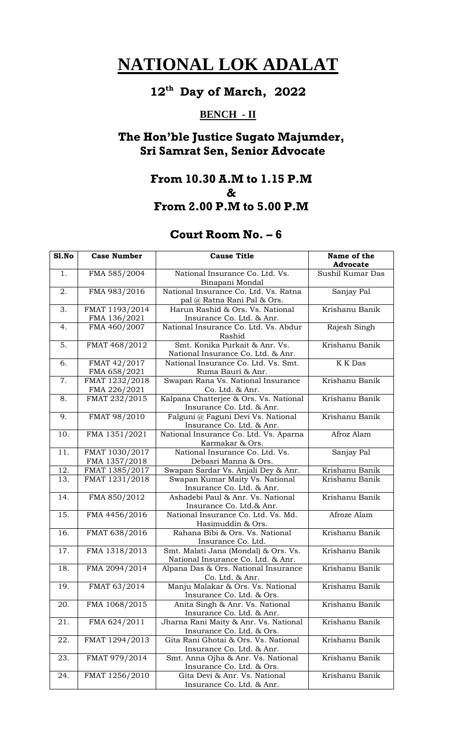# NATIONAL LOK ADALAT

## 12th Day of March, 2022

### BENCH - II

## The Hon'ble Justice Sugato Majumder, Sri Samrat Sen, Senior Advocate

## From 10.30 A.M to 1.15 P.M & From 2.00 P.M to 5.00 P.M

## Court Room No. – 6

| Sl.No | Case Number | Cause Title | Name of the Advocate |
|---|---|---|---|
| 1. | FMA 585/2004 | National Insurance Co. Ltd. Vs. Binapani Mondal | Sushil Kumar Das |
| 2. | FMA 983/2016 | National Insurance Co. Ltd. Vs. Ratna pal @ Ratna Rani Pal & Ors. | Sanjay Pal |
| 3. | FMAT 1193/2014 FMA 136/2021 | Harun Rashid & Ors. Vs. National Insurance Co. Ltd. & Anr. | Krishanu Banik |
| 4. | FMA 460/2007 | National Insurance Co. Ltd. Vs. Abdur Rashid | Rajesh Singh |
| 5. | FMAT 468/2012 | Smt. Konika Purkait & Anr. Vs. National Insurance Co. Ltd. & Anr. | Krishanu Banik |
| 6. | FMAT 42/2017 FMA 658/2021 | National Insurance Co. Ltd. Vs. Smt. Ruma Bauri & Anr. | K K Das |
| 7. | FMAT 1232/2018 FMA 226/2021 | Swapan Rana Vs. National Insurance Co. Ltd. & Anr. | Krishanu Banik |
| 8. | FMAT 232/2015 | Kalpana Chatterjee & Ors. Vs. National Insurance Co. Ltd. & Anr. | Krishanu Banik |
| 9. | FMAT 98/2010 | Falguni @ Faguni Devi Vs. National Insurance Co. Ltd. & Anr. | Krishanu Banik |
| 10. | FMA 1351/2021 | National Insurance Co. Ltd. Vs. Aparna Karmakar & Ors. | Afroz Alam |
| 11. | FMAT 1030/2017 FMA 1357/2018 | National Insurance Co. Ltd. Vs. Debasri Manna & Ors. | Sanjay Pal |
| 12. | FMAT 1385/2017 | Swapan Sardar Vs. Anjali Dey & Anr. | Krishanu Banik |
| 13. | FMAT 1231/2018 | Swapan Kumar Maity Vs. National Insurance Co. Ltd. & Anr. | Krishanu Banik |
| 14. | FMA 850/2012 | Ashadebi Paul & Anr. Vs. National Insurance Co. Ltd.& Anr. | Krishanu Banik |
| 15. | FMA 4456/2016 | National Insurance Co. Ltd. Vs. Md. Hasimuddin & Ors. | Afroze Alam |
| 16. | FMAT 638/2016 | Rahana Bibi & Ors. Vs. National Insurance Co. Ltd. | Krishanu Banik |
| 17. | FMA 1318/2013 | Smt. Malati Jana (Mondal) & Ors. Vs. National Insurance Co. Ltd. & Anr. | Krishanu Banik |
| 18. | FMA 2094/2014 | Alpana Das & Ors. National Insurance Co. Ltd. & Anr. | Krishanu Banik |
| 19. | FMAT 63/2014 | Manju Malakar & Ors. Vs. National Insurance Co. Ltd. & Ors. | Krishanu Banik |
| 20. | FMA 1068/2015 | Anita Singh & Anr. Vs. National Insurance Co. Ltd. & Anr. | Krishanu Banik |
| 21. | FMA 624/2011 | Jharna Rani Maity & Anr. Vs. National Insurance Co. Ltd. & Ors. | Krishanu Banik |
| 22. | FMAT 1294/2013 | Gita Rani Ghotai & Ors. Vs. National Insurance Co. Ltd. & Anr. | Krishanu Banik |
| 23. | FMAT 979/2014 | Smt. Anna Ojha & Anr. Vs. National Insurance Co. Ltd. & Ors. | Krishanu Banik |
| 24. | FMAT 1256/2010 | Gita Devi & Anr. Vs. National Insurance Co. Ltd. & Anr. | Krishanu Banik |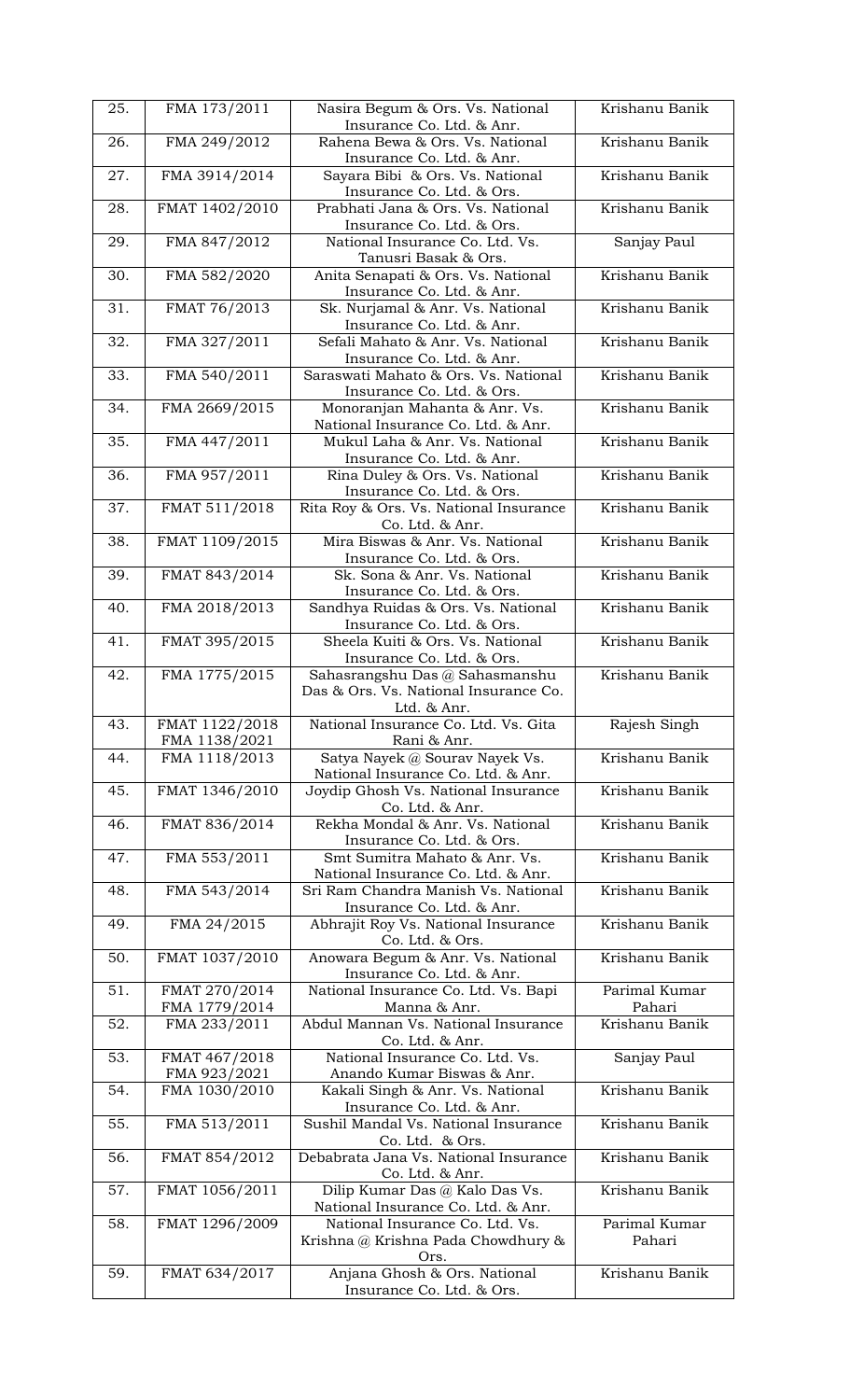| 25. | FMA 173/2011 | Nasira Begum & Ors. Vs. National Insurance Co. Ltd. & Anr. | Krishanu Banik |
|---|---|---|---|
| 26. | FMA 249/2012 | Rahena Bewa & Ors. Vs. National Insurance Co. Ltd. & Anr. | Krishanu Banik |
| 27. | FMA 3914/2014 | Sayara Bibi & Ors. Vs. National Insurance Co. Ltd. & Ors. | Krishanu Banik |
| 28. | FMAT 1402/2010 | Prabhati Jana & Ors. Vs. National Insurance Co. Ltd. & Ors. | Krishanu Banik |
| 29. | FMA 847/2012 | National Insurance Co. Ltd. Vs. Tanusri Basak & Ors. | Sanjay Paul |
| 30. | FMA 582/2020 | Anita Senapati & Ors. Vs. National Insurance Co. Ltd. & Anr. | Krishanu Banik |
| 31. | FMAT 76/2013 | Sk. Nurjamal & Anr. Vs. National Insurance Co. Ltd. & Anr. | Krishanu Banik |
| 32. | FMA 327/2011 | Sefali Mahato & Anr. Vs. National Insurance Co. Ltd. & Anr. | Krishanu Banik |
| 33. | FMA 540/2011 | Saraswati Mahato & Ors. Vs. National Insurance Co. Ltd. & Ors. | Krishanu Banik |
| 34. | FMA 2669/2015 | Monoranjan Mahanta & Anr. Vs. National Insurance Co. Ltd. & Anr. | Krishanu Banik |
| 35. | FMA 447/2011 | Mukul Laha & Anr. Vs. National Insurance Co. Ltd. & Anr. | Krishanu Banik |
| 36. | FMA 957/2011 | Rina Duley & Ors. Vs. National Insurance Co. Ltd. & Ors. | Krishanu Banik |
| 37. | FMAT 511/2018 | Rita Roy & Ors. Vs. National Insurance Co. Ltd. & Anr. | Krishanu Banik |
| 38. | FMAT 1109/2015 | Mira Biswas & Anr. Vs. National Insurance Co. Ltd. & Ors. | Krishanu Banik |
| 39. | FMAT 843/2014 | Sk. Sona & Anr. Vs. National Insurance Co. Ltd. & Ors. | Krishanu Banik |
| 40. | FMA 2018/2013 | Sandhya Ruidas & Ors. Vs. National Insurance Co. Ltd. & Ors. | Krishanu Banik |
| 41. | FMAT 395/2015 | Sheela Kuiti & Ors. Vs. National Insurance Co. Ltd. & Ors. | Krishanu Banik |
| 42. | FMA 1775/2015 | Sahasrangshu Das @ Sahasmanshu Das & Ors. Vs. National Insurance Co. Ltd. & Anr. | Krishanu Banik |
| 43. | FMAT 1122/2018 FMA 1138/2021 | National Insurance Co. Ltd. Vs. Gita Rani & Anr. | Rajesh Singh |
| 44. | FMA 1118/2013 | Satya Nayek @ Sourav Nayek Vs. National Insurance Co. Ltd. & Anr. | Krishanu Banik |
| 45. | FMAT 1346/2010 | Joydip Ghosh Vs. National Insurance Co. Ltd. & Anr. | Krishanu Banik |
| 46. | FMAT 836/2014 | Rekha Mondal & Anr. Vs. National Insurance Co. Ltd. & Ors. | Krishanu Banik |
| 47. | FMA 553/2011 | Smt Sumitra Mahato & Anr. Vs. National Insurance Co. Ltd. & Anr. | Krishanu Banik |
| 48. | FMA 543/2014 | Sri Ram Chandra Manish Vs. National Insurance Co. Ltd. & Anr. | Krishanu Banik |
| 49. | FMA 24/2015 | Abhrajit Roy Vs. National Insurance Co. Ltd. & Ors. | Krishanu Banik |
| 50. | FMAT 1037/2010 | Anowara Begum & Anr. Vs. National Insurance Co. Ltd. & Anr. | Krishanu Banik |
| 51. | FMAT 270/2014 FMA 1779/2014 | National Insurance Co. Ltd. Vs. Bapi Manna & Anr. | Parimal Kumar Pahari |
| 52. | FMA 233/2011 | Abdul Mannan Vs. National Insurance Co. Ltd. & Anr. | Krishanu Banik |
| 53. | FMAT 467/2018 FMA 923/2021 | National Insurance Co. Ltd. Vs. Anando Kumar Biswas & Anr. | Sanjay Paul |
| 54. | FMA 1030/2010 | Kakali Singh & Anr. Vs. National Insurance Co. Ltd. & Anr. | Krishanu Banik |
| 55. | FMA 513/2011 | Sushil Mandal Vs. National Insurance Co. Ltd. & Ors. | Krishanu Banik |
| 56. | FMAT 854/2012 | Debabrata Jana Vs. National Insurance Co. Ltd. & Anr. | Krishanu Banik |
| 57. | FMAT 1056/2011 | Dilip Kumar Das @ Kalo Das Vs. National Insurance Co. Ltd. & Anr. | Krishanu Banik |
| 58. | FMAT 1296/2009 | National Insurance Co. Ltd. Vs. Krishna @ Krishna Pada Chowdhury & Ors. | Parimal Kumar Pahari |
| 59. | FMAT 634/2017 | Anjana Ghosh & Ors. National Insurance Co. Ltd. & Ors. | Krishanu Banik |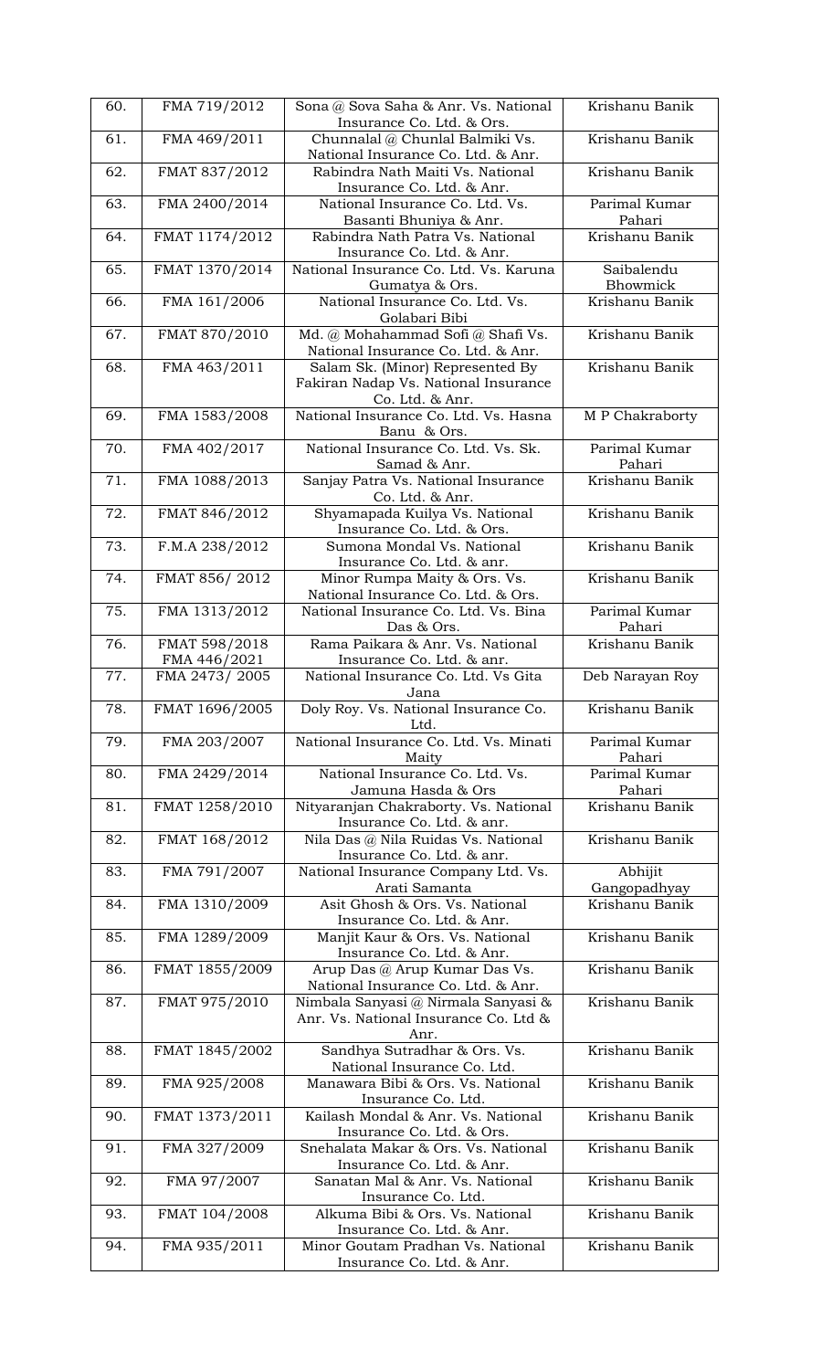| 60. | FMA 719/2012 | Sona @ Sova Saha & Anr. Vs. National Insurance Co. Ltd. & Ors. | Krishanu Banik |
|---|---|---|---|
| 61. | FMA 469/2011 | Chunnalal @ Chunlal Balmiki Vs. National Insurance Co. Ltd. & Anr. | Krishanu Banik |
| 62. | FMAT 837/2012 | Rabindra Nath Maiti Vs. National Insurance Co. Ltd. & Anr. | Krishanu Banik |
| 63. | FMA 2400/2014 | National Insurance Co. Ltd. Vs. Basanti Bhuniya & Anr. | Parimal Kumar Pahari |
| 64. | FMAT 1174/2012 | Rabindra Nath Patra Vs. National Insurance Co. Ltd. & Anr. | Krishanu Banik |
| 65. | FMAT 1370/2014 | National Insurance Co. Ltd. Vs. Karuna Gumatya & Ors. | Saibalendu Bhowmick |
| 66. | FMA 161/2006 | National Insurance Co. Ltd. Vs. Golabari Bibi | Krishanu Banik |
| 67. | FMAT 870/2010 | Md. @ Mohahammad Sofi @ Shafi Vs. National Insurance Co. Ltd. & Anr. | Krishanu Banik |
| 68. | FMA 463/2011 | Salam Sk. (Minor) Represented By Fakiran Nadap Vs. National Insurance Co. Ltd. & Anr. | Krishanu Banik |
| 69. | FMA 1583/2008 | National Insurance Co. Ltd. Vs. Hasna Banu & Ors. | M P Chakraborty |
| 70. | FMA 402/2017 | National Insurance Co. Ltd. Vs. Sk. Samad & Anr. | Parimal Kumar Pahari |
| 71. | FMA 1088/2013 | Sanjay Patra Vs. National Insurance Co. Ltd. & Anr. | Krishanu Banik |
| 72. | FMAT 846/2012 | Shyamapada Kuilya Vs. National Insurance Co. Ltd. & Ors. | Krishanu Banik |
| 73. | F.M.A 238/2012 | Sumona Mondal Vs. National Insurance Co. Ltd. & anr. | Krishanu Banik |
| 74. | FMAT 856/ 2012 | Minor Rumpa Maity & Ors. Vs. National Insurance Co. Ltd. & Ors. | Krishanu Banik |
| 75. | FMA 1313/2012 | National Insurance Co. Ltd. Vs. Bina Das & Ors. | Parimal Kumar Pahari |
| 76. | FMAT 598/2018<br>FMA 446/2021 | Rama Paikara & Anr. Vs. National Insurance Co. Ltd. & anr. | Krishanu Banik |
| 77. | FMA 2473/ 2005 | National Insurance Co. Ltd. Vs Gita Jana | Deb Narayan Roy |
| 78. | FMAT 1696/2005 | Doly Roy. Vs. National Insurance Co. Ltd. | Krishanu Banik |
| 79. | FMA 203/2007 | National Insurance Co. Ltd. Vs. Minati Maity | Parimal Kumar Pahari |
| 80. | FMA 2429/2014 | National Insurance Co. Ltd. Vs. Jamuna Hasda & Ors | Parimal Kumar Pahari |
| 81. | FMAT 1258/2010 | Nityaranjan Chakraborty. Vs. National Insurance Co. Ltd. & anr. | Krishanu Banik |
| 82. | FMAT 168/2012 | Nila Das @ Nila Ruidas Vs. National Insurance Co. Ltd. & anr. | Krishanu Banik |
| 83. | FMA 791/2007 | National Insurance Company Ltd. Vs. Arati Samanta | Abhijit Gangopadhyay |
| 84. | FMA 1310/2009 | Asit Ghosh & Ors. Vs. National Insurance Co. Ltd. & Anr. | Krishanu Banik |
| 85. | FMA 1289/2009 | Manjit Kaur & Ors. Vs. National Insurance Co. Ltd. & Anr. | Krishanu Banik |
| 86. | FMAT 1855/2009 | Arup Das @ Arup Kumar Das Vs. National Insurance Co. Ltd. & Anr. | Krishanu Banik |
| 87. | FMAT 975/2010 | Nimbala Sanyasi @ Nirmala Sanyasi & Anr. Vs. National Insurance Co. Ltd & Anr. | Krishanu Banik |
| 88. | FMAT 1845/2002 | Sandhya Sutradhar & Ors. Vs. National Insurance Co. Ltd. | Krishanu Banik |
| 89. | FMA 925/2008 | Manawara Bibi & Ors. Vs. National Insurance Co. Ltd. | Krishanu Banik |
| 90. | FMAT 1373/2011 | Kailash Mondal & Anr. Vs. National Insurance Co. Ltd. & Ors. | Krishanu Banik |
| 91. | FMA 327/2009 | Snehalata Makar & Ors. Vs. National Insurance Co. Ltd. & Anr. | Krishanu Banik |
| 92. | FMA 97/2007 | Sanatan Mal & Anr. Vs. National Insurance Co. Ltd. | Krishanu Banik |
| 93. | FMAT 104/2008 | Alkuma Bibi & Ors. Vs. National Insurance Co. Ltd. & Anr. | Krishanu Banik |
| 94. | FMA 935/2011 | Minor Goutam Pradhan Vs. National Insurance Co. Ltd. & Anr. | Krishanu Banik |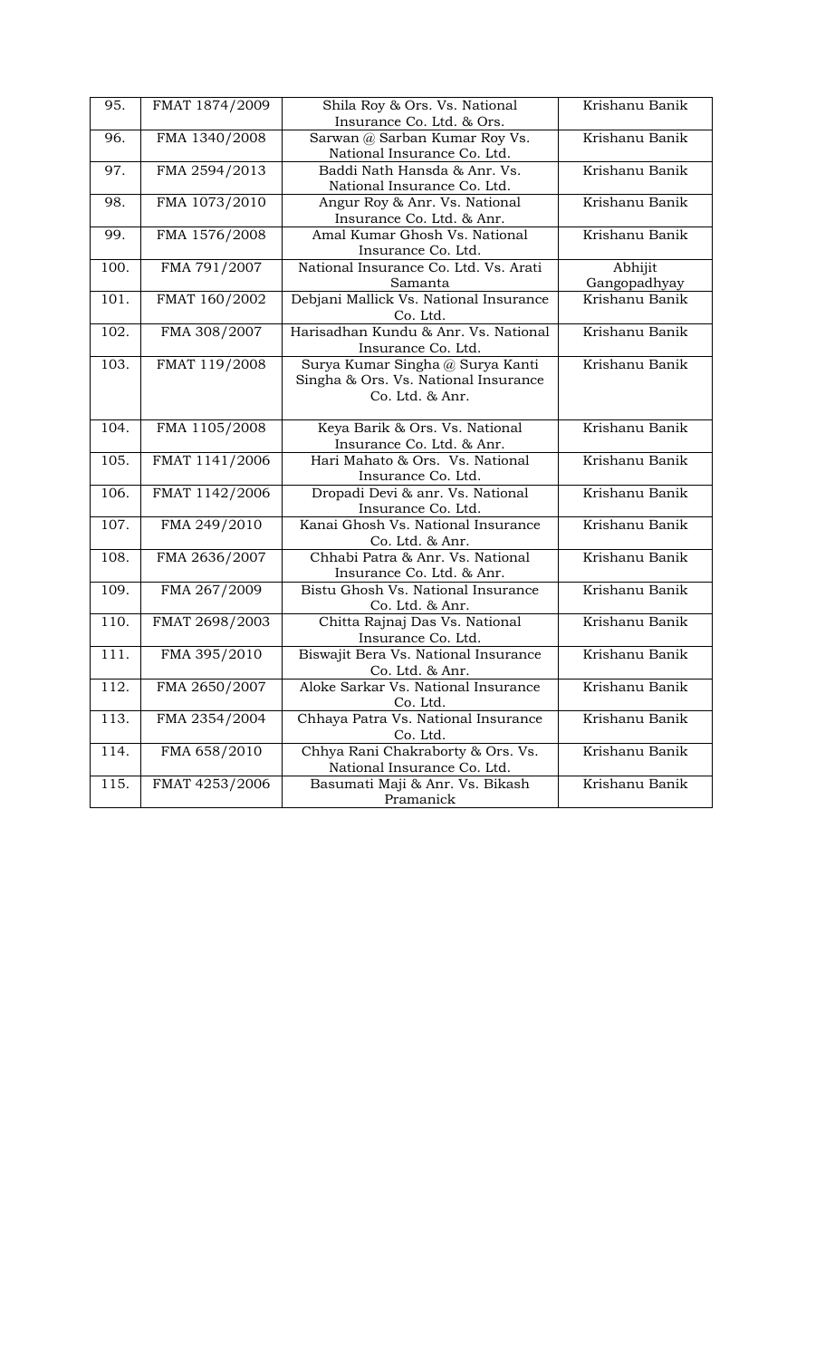| 95. | FMAT 1874/2009 | Shila Roy & Ors. Vs. National Insurance Co. Ltd. & Ors. | Krishanu Banik |
|---|---|---|---|
| 96. | FMA 1340/2008 | Sarwan @ Sarban Kumar Roy Vs. National Insurance Co. Ltd. | Krishanu Banik |
| 97. | FMA 2594/2013 | Baddi Nath Hansda & Anr. Vs. National Insurance Co. Ltd. | Krishanu Banik |
| 98. | FMA 1073/2010 | Angur Roy & Anr. Vs. National Insurance Co. Ltd. & Anr. | Krishanu Banik |
| 99. | FMA 1576/2008 | Amal Kumar Ghosh Vs. National Insurance Co. Ltd. | Krishanu Banik |
| 100. | FMA 791/2007 | National Insurance Co. Ltd. Vs. Arati Samanta | Abhijit Gangopadhyay |
| 101. | FMAT 160/2002 | Debjani Mallick Vs. National Insurance Co. Ltd. | Krishanu Banik |
| 102. | FMA 308/2007 | Harisadhan Kundu & Anr. Vs. National Insurance Co. Ltd. | Krishanu Banik |
| 103. | FMAT 119/2008 | Surya Kumar Singha @ Surya Kanti Singha & Ors. Vs. National Insurance Co. Ltd. & Anr. | Krishanu Banik |
| 104. | FMA 1105/2008 | Keya Barik & Ors. Vs. National Insurance Co. Ltd. & Anr. | Krishanu Banik |
| 105. | FMAT 1141/2006 | Hari Mahato & Ors. Vs. National Insurance Co. Ltd. | Krishanu Banik |
| 106. | FMAT 1142/2006 | Dropadi Devi & anr. Vs. National Insurance Co. Ltd. | Krishanu Banik |
| 107. | FMA 249/2010 | Kanai Ghosh Vs. National Insurance Co. Ltd. & Anr. | Krishanu Banik |
| 108. | FMA 2636/2007 | Chhabi Patra & Anr. Vs. National Insurance Co. Ltd. & Anr. | Krishanu Banik |
| 109. | FMA 267/2009 | Bistu Ghosh Vs. National Insurance Co. Ltd. & Anr. | Krishanu Banik |
| 110. | FMAT 2698/2003 | Chitta Rajnaj Das Vs. National Insurance Co. Ltd. | Krishanu Banik |
| 111. | FMA 395/2010 | Biswajit Bera Vs. National Insurance Co. Ltd. & Anr. | Krishanu Banik |
| 112. | FMA 2650/2007 | Aloke Sarkar Vs. National Insurance Co. Ltd. | Krishanu Banik |
| 113. | FMA 2354/2004 | Chhaya Patra Vs. National Insurance Co. Ltd. | Krishanu Banik |
| 114. | FMA 658/2010 | Chhya Rani Chakraborty & Ors. Vs. National Insurance Co. Ltd. | Krishanu Banik |
| 115. | FMAT 4253/2006 | Basumati Maji & Anr. Vs. Bikash Pramanick | Krishanu Banik |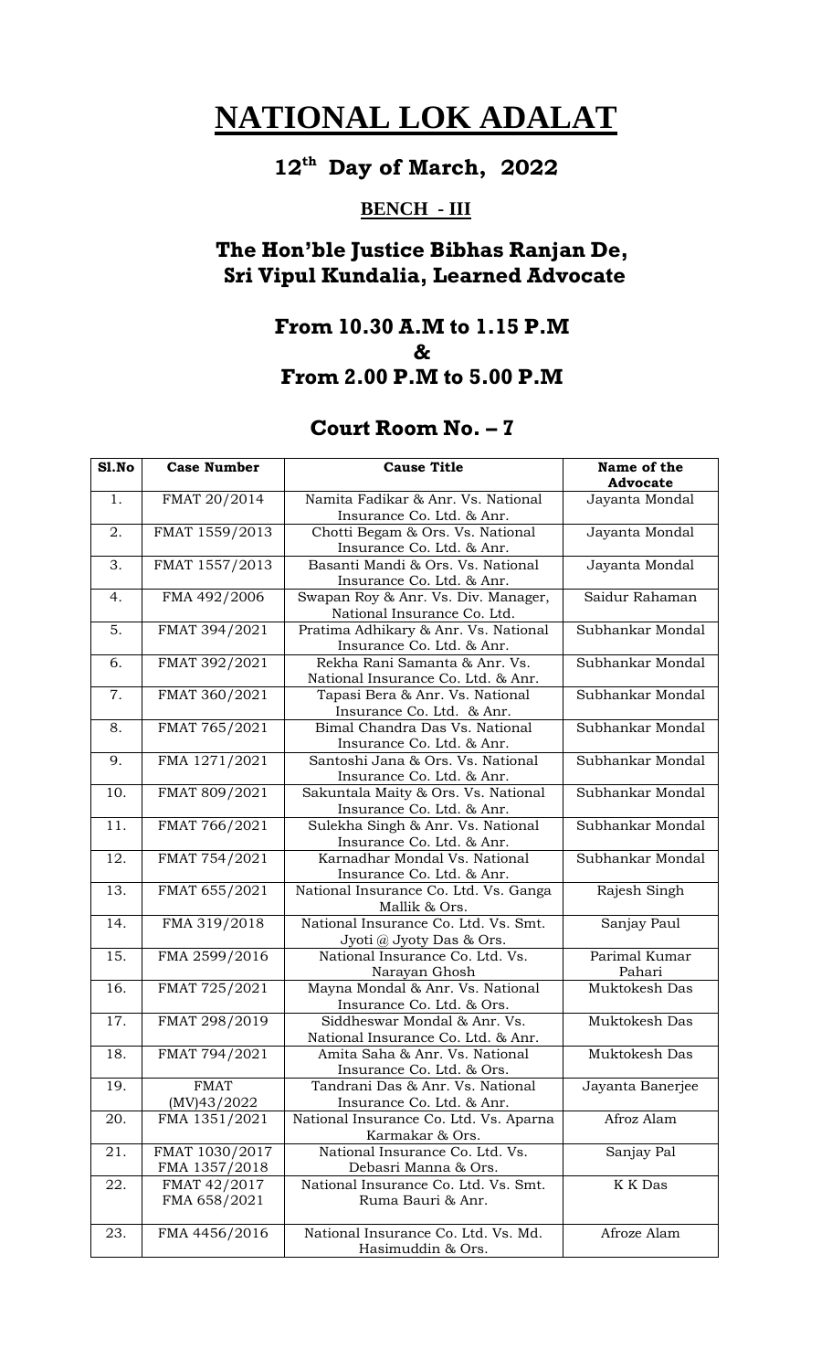# NATIONAL LOK ADALAT

## 12th Day of March, 2022

### BENCH - III

## The Hon'ble Justice Bibhas Ranjan De, Sri Vipul Kundalia, Learned Advocate

## From 10.30 A.M to 1.15 P.M & From 2.00 P.M to 5.00 P.M

## Court Room No. – 7

| Sl.No | Case Number | Cause Title | Name of the Advocate |
|---|---|---|---|
| 1. | FMAT 20/2014 | Namita Fadikar & Anr. Vs. National Insurance Co. Ltd. & Anr. | Jayanta Mondal |
| 2. | FMAT 1559/2013 | Chotti Begam & Ors. Vs. National Insurance Co. Ltd. & Anr. | Jayanta Mondal |
| 3. | FMAT 1557/2013 | Basanti Mandi & Ors. Vs. National Insurance Co. Ltd. & Anr. | Jayanta Mondal |
| 4. | FMA 492/2006 | Swapan Roy & Anr. Vs. Div. Manager, National Insurance Co. Ltd. | Saidur Rahaman |
| 5. | FMAT 394/2021 | Pratima Adhikary & Anr. Vs. National Insurance Co. Ltd. & Anr. | Subhankar Mondal |
| 6. | FMAT 392/2021 | Rekha Rani Samanta & Anr. Vs. National Insurance Co. Ltd. & Anr. | Subhankar Mondal |
| 7. | FMAT 360/2021 | Tapasi Bera & Anr. Vs. National Insurance Co. Ltd. & Anr. | Subhankar Mondal |
| 8. | FMAT 765/2021 | Bimal Chandra Das Vs. National Insurance Co. Ltd. & Anr. | Subhankar Mondal |
| 9. | FMA 1271/2021 | Santoshi Jana & Ors. Vs. National Insurance Co. Ltd. & Anr. | Subhankar Mondal |
| 10. | FMAT 809/2021 | Sakuntala Maity & Ors. Vs. National Insurance Co. Ltd. & Anr. | Subhankar Mondal |
| 11. | FMAT 766/2021 | Sulekha Singh & Anr. Vs. National Insurance Co. Ltd. & Anr. | Subhankar Mondal |
| 12. | FMAT 754/2021 | Karnadhar Mondal Vs. National Insurance Co. Ltd. & Anr. | Subhankar Mondal |
| 13. | FMAT 655/2021 | National Insurance Co. Ltd. Vs. Ganga Mallik & Ors. | Rajesh Singh |
| 14. | FMA 319/2018 | National Insurance Co. Ltd. Vs. Smt. Jyoti @ Jyoty Das & Ors. | Sanjay Paul |
| 15. | FMA 2599/2016 | National Insurance Co. Ltd. Vs. Narayan Ghosh | Parimal Kumar Pahari |
| 16. | FMAT 725/2021 | Mayna Mondal & Anr. Vs. National Insurance Co. Ltd. & Ors. | Muktokesh Das |
| 17. | FMAT 298/2019 | Siddheswar Mondal & Anr. Vs. National Insurance Co. Ltd. & Anr. | Muktokesh Das |
| 18. | FMAT 794/2021 | Amita Saha & Anr. Vs. National Insurance Co. Ltd. & Ors. | Muktokesh Das |
| 19. | FMAT (MV)43/2022 | Tandrani Das & Anr. Vs. National Insurance Co. Ltd. & Anr. | Jayanta Banerjee |
| 20. | FMA 1351/2021 | National Insurance Co. Ltd. Vs. Aparna Karmakar & Ors. | Afroz Alam |
| 21. | FMAT 1030/2017 FMA 1357/2018 | National Insurance Co. Ltd. Vs. Debasri Manna & Ors. | Sanjay Pal |
| 22. | FMAT 42/2017 FMA 658/2021 | National Insurance Co. Ltd. Vs. Smt. Ruma Bauri & Anr. | K K Das |
| 23. | FMA 4456/2016 | National Insurance Co. Ltd. Vs. Md. Hasimuddin & Ors. | Afroze Alam |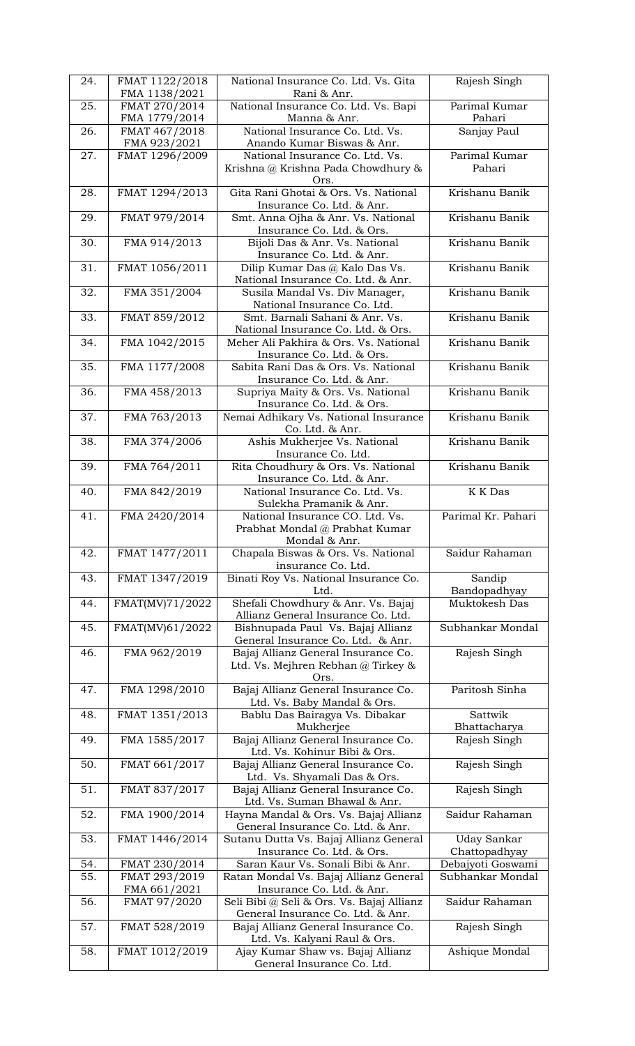| 24. | FMAT 1122/2018 FMA 1138/2021 | National Insurance Co. Ltd. Vs. Gita Rani & Anr. | Rajesh Singh |
|---|---|---|---|
| 25. | FMAT 270/2014 FMA 1779/2014 | National Insurance Co. Ltd. Vs. Bapi Manna & Anr. | Parimal Kumar Pahari |
| 26. | FMAT 467/2018 FMA 923/2021 | National Insurance Co. Ltd. Vs. Anando Kumar Biswas & Anr. | Sanjay Paul |
| 27. | FMAT 1296/2009 | National Insurance Co. Ltd. Vs. Krishna @ Krishna Pada Chowdhury & Ors. | Parimal Kumar Pahari |
| 28. | FMAT 1294/2013 | Gita Rani Ghotai & Ors. Vs. National Insurance Co. Ltd. & Anr. | Krishanu Banik |
| 29. | FMAT 979/2014 | Smt. Anna Ojha & Anr. Vs. National Insurance Co. Ltd. & Ors. | Krishanu Banik |
| 30. | FMA 914/2013 | Bijoli Das & Anr. Vs. National Insurance Co. Ltd. & Anr. | Krishanu Banik |
| 31. | FMAT 1056/2011 | Dilip Kumar Das @ Kalo Das Vs. National Insurance Co. Ltd. & Anr. | Krishanu Banik |
| 32. | FMA 351/2004 | Susila Mandal Vs. Div Manager, National Insurance Co. Ltd. | Krishanu Banik |
| 33. | FMAT 859/2012 | Smt. Barnali Sahani & Anr. Vs. National Insurance Co. Ltd. & Ors. | Krishanu Banik |
| 34. | FMA 1042/2015 | Meher Ali Pakhira & Ors. Vs. National Insurance Co. Ltd. & Ors. | Krishanu Banik |
| 35. | FMA 1177/2008 | Sabita Rani Das & Ors. Vs. National Insurance Co. Ltd. & Anr. | Krishanu Banik |
| 36. | FMA 458/2013 | Supriya Maity & Ors. Vs. National Insurance Co. Ltd. & Ors. | Krishanu Banik |
| 37. | FMA 763/2013 | Nemai Adhikary Vs. National Insurance Co. Ltd. & Anr. | Krishanu Banik |
| 38. | FMA 374/2006 | Ashis Mukherjee Vs. National Insurance Co. Ltd. | Krishanu Banik |
| 39. | FMA 764/2011 | Rita Choudhury & Ors. Vs. National Insurance Co. Ltd. & Anr. | Krishanu Banik |
| 40. | FMA 842/2019 | National Insurance Co. Ltd. Vs. Sulekha Pramanik & Anr. | K K Das |
| 41. | FMA 2420/2014 | National Insurance CO. Ltd. Vs. Prabhat Mondal @ Prabhat Kumar Mondal & Anr. | Parimal Kr. Pahari |
| 42. | FMAT 1477/2011 | Chapala Biswas & Ors. Vs. National insurance Co. Ltd. | Saidur Rahaman |
| 43. | FMAT 1347/2019 | Binati Roy Vs. National Insurance Co. Ltd. | Sandip Bandopadhyay |
| 44. | FMAT(MV)71/2022 | Shefali Chowdhury & Anr. Vs. Bajaj Allianz General Insurance Co. Ltd. | Muktokesh Das |
| 45. | FMAT(MV)61/2022 | Bishnupada Paul Vs. Bajaj Allianz General Insurance Co. Ltd. & Anr. | Subhankar Mondal |
| 46. | FMA 962/2019 | Bajaj Allianz General Insurance Co. Ltd. Vs. Mejhren Rebhan @ Tirkey & Ors. | Rajesh Singh |
| 47. | FMA 1298/2010 | Bajaj Allianz General Insurance Co. Ltd. Vs. Baby Mandal & Ors. | Paritosh Sinha |
| 48. | FMAT 1351/2013 | Bablu Das Bairagya Vs. Dibakar Mukherjee | Sattwik Bhattacharya |
| 49. | FMA 1585/2017 | Bajaj Allianz General Insurance Co. Ltd. Vs. Kohinur Bibi & Ors. | Rajesh Singh |
| 50. | FMAT 661/2017 | Bajaj Allianz General Insurance Co. Ltd. Vs. Shyamali Das & Ors. | Rajesh Singh |
| 51. | FMAT 837/2017 | Bajaj Allianz General Insurance Co. Ltd. Vs. Suman Bhawal & Anr. | Rajesh Singh |
| 52. | FMA 1900/2014 | Hayna Mandal & Ors. Vs. Bajaj Allianz General Insurance Co. Ltd. & Anr. | Saidur Rahaman |
| 53. | FMAT 1446/2014 | Sutanu Dutta Vs. Bajaj Allianz General Insurance Co. Ltd. & Ors. | Uday Sankar Chattopadhyay |
| 54. | FMAT 230/2014 | Saran Kaur Vs. Sonali Bibi & Anr. | Debajyoti Goswami |
| 55. | FMAT 293/2019 FMA 661/2021 | Ratan Mondal Vs. Bajaj Allianz General Insurance Co. Ltd. & Anr. | Subhankar Mondal |
| 56. | FMAT 97/2020 | Seli Bibi @ Seli & Ors. Vs. Bajaj Allianz General Insurance Co. Ltd. & Anr. | Saidur Rahaman |
| 57. | FMAT 528/2019 | Bajaj Allianz General Insurance Co. Ltd. Vs. Kalyani Raul & Ors. | Rajesh Singh |
| 58. | FMAT 1012/2019 | Ajay Kumar Shaw vs. Bajaj Allianz General Insurance Co. Ltd. | Ashique Mondal |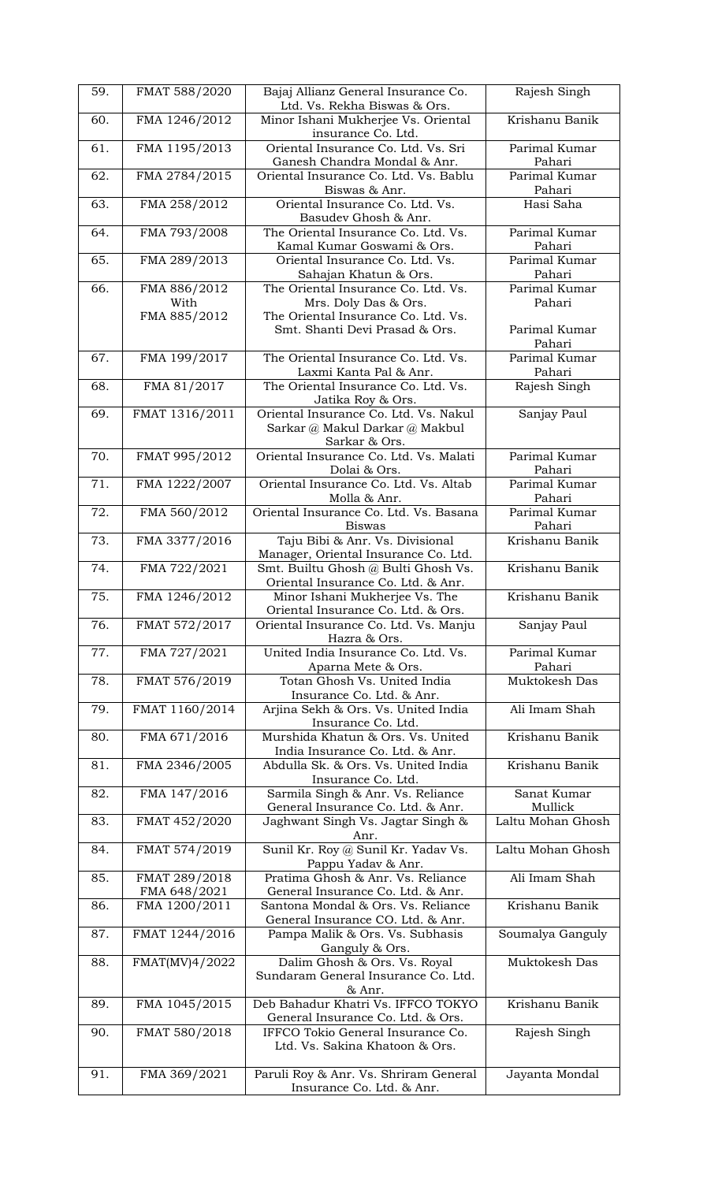| 59. | FMAT 588/2020 | Bajaj Allianz General Insurance Co. Ltd. Vs. Rekha Biswas & Ors. | Rajesh Singh |
|---|---|---|---|
| 60. | FMA 1246/2012 | Minor Ishani Mukherjee Vs. Oriental insurance Co. Ltd. | Krishanu Banik |
| 61. | FMA 1195/2013 | Oriental Insurance Co. Ltd. Vs. Sri Ganesh Chandra Mondal & Anr. | Parimal Kumar Pahari |
| 62. | FMA 2784/2015 | Oriental Insurance Co. Ltd. Vs. Bablu Biswas & Anr. | Parimal Kumar Pahari |
| 63. | FMA 258/2012 | Oriental Insurance Co. Ltd. Vs. Basudev Ghosh & Anr. | Hasi Saha |
| 64. | FMA 793/2008 | The Oriental Insurance Co. Ltd. Vs. Kamal Kumar Goswami & Ors. | Parimal Kumar Pahari |
| 65. | FMA 289/2013 | Oriental Insurance Co. Ltd. Vs. Sahajan Khatun & Ors. | Parimal Kumar Pahari |
| 66. | FMA 886/2012 With FMA 885/2012 | The Oriental Insurance Co. Ltd. Vs. Mrs. Doly Das & Ors. The Oriental Insurance Co. Ltd. Vs. Smt. Shanti Devi Prasad & Ors. | Parimal Kumar Pahari Parimal Kumar Pahari |
| 67. | FMA 199/2017 | The Oriental Insurance Co. Ltd. Vs. Laxmi Kanta Pal & Anr. | Parimal Kumar Pahari |
| 68. | FMA 81/2017 | The Oriental Insurance Co. Ltd. Vs. Jatika Roy & Ors. | Rajesh Singh |
| 69. | FMAT 1316/2011 | Oriental Insurance Co. Ltd. Vs. Nakul Sarkar @ Makul Darkar @ Makbul Sarkar & Ors. | Sanjay Paul |
| 70. | FMAT 995/2012 | Oriental Insurance Co. Ltd. Vs. Malati Dolai & Ors. | Parimal Kumar Pahari |
| 71. | FMA 1222/2007 | Oriental Insurance Co. Ltd. Vs. Altab Molla & Anr. | Parimal Kumar Pahari |
| 72. | FMA 560/2012 | Oriental Insurance Co. Ltd. Vs. Basana Biswas | Parimal Kumar Pahari |
| 73. | FMA 3377/2016 | Taju Bibi & Anr. Vs. Divisional Manager, Oriental Insurance Co. Ltd. | Krishanu Banik |
| 74. | FMA 722/2021 | Smt. Builtu Ghosh @ Bulti Ghosh Vs. Oriental Insurance Co. Ltd. & Anr. | Krishanu Banik |
| 75. | FMA 1246/2012 | Minor Ishani Mukherjee Vs. The Oriental Insurance Co. Ltd. & Ors. | Krishanu Banik |
| 76. | FMAT 572/2017 | Oriental Insurance Co. Ltd. Vs. Manju Hazra & Ors. | Sanjay Paul |
| 77. | FMA 727/2021 | United India Insurance Co. Ltd. Vs. Aparna Mete & Ors. | Parimal Kumar Pahari |
| 78. | FMAT 576/2019 | Totan Ghosh Vs. United India Insurance Co. Ltd. & Anr. | Muktokesh Das |
| 79. | FMAT 1160/2014 | Arjina Sekh & Ors. Vs. United India Insurance Co. Ltd. | Ali Imam Shah |
| 80. | FMA 671/2016 | Murshida Khatun & Ors. Vs. United India Insurance Co. Ltd. & Anr. | Krishanu Banik |
| 81. | FMA 2346/2005 | Abdulla Sk. & Ors. Vs. United India Insurance Co. Ltd. | Krishanu Banik |
| 82. | FMA 147/2016 | Sarmila Singh & Anr. Vs. Reliance General Insurance Co. Ltd. & Anr. | Sanat Kumar Mullick |
| 83. | FMAT 452/2020 | Jaghwant Singh Vs. Jagtar Singh & Anr. | Laltu Mohan Ghosh |
| 84. | FMAT 574/2019 | Sunil Kr. Roy @ Sunil Kr. Yadav Vs. Pappu Yadav & Anr. | Laltu Mohan Ghosh |
| 85. | FMAT 289/2018 FMA 648/2021 | Pratima Ghosh & Anr. Vs. Reliance General Insurance Co. Ltd. & Anr. | Ali Imam Shah |
| 86. | FMA 1200/2011 | Santona Mondal & Ors. Vs. Reliance General Insurance CO. Ltd. & Anr. | Krishanu Banik |
| 87. | FMAT 1244/2016 | Pampa Malik & Ors. Vs. Subhasis Ganguly & Ors. | Soumalya Ganguly |
| 88. | FMAT(MV)4/2022 | Dalim Ghosh & Ors. Vs. Royal Sundaram General Insurance Co. Ltd. & Anr. | Muktokesh Das |
| 89. | FMA 1045/2015 | Deb Bahadur Khatri Vs. IFFCO TOKYO General Insurance Co. Ltd. & Ors. | Krishanu Banik |
| 90. | FMAT 580/2018 | IFFCO Tokio General Insurance Co. Ltd. Vs. Sakina Khatoon & Ors. | Rajesh Singh |
| 91. | FMA 369/2021 | Paruli Roy & Anr. Vs. Shriram General Insurance Co. Ltd. & Anr. | Jayanta Mondal |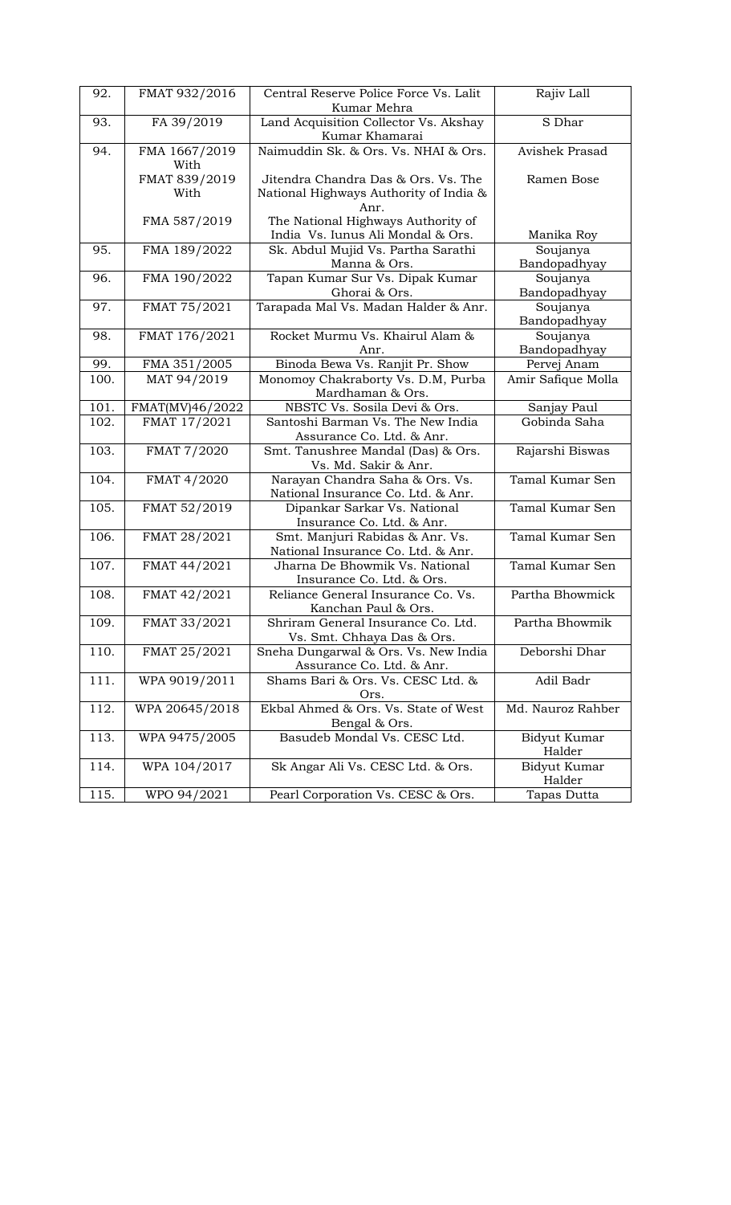| 92. | FMAT 932/2016 | Central Reserve Police Force Vs. Lalit Kumar Mehra | Rajiv Lall |
|---|---|---|---|
| 93. | FA 39/2019 | Land Acquisition Collector Vs. Akshay Kumar Khamarai | S Dhar |
| 94. | FMA 1667/2019 With | Naimuddin Sk. & Ors. Vs. NHAI & Ors. | Avishek Prasad |
| | FMAT 839/2019 With | Jitendra Chandra Das & Ors. Vs. The National Highways Authority of India & Anr. | Ramen Bose |
| | FMA 587/2019 | The National Highways Authority of India Vs. Iunus Ali Mondal & Ors. | Manika Roy |
| 95. | FMA 189/2022 | Sk. Abdul Mujid Vs. Partha Sarathi Manna & Ors. | Soujanya Bandopadhyay |
| 96. | FMA 190/2022 | Tapan Kumar Sur Vs. Dipak Kumar Ghorai & Ors. | Soujanya Bandopadhyay |
| 97. | FMAT 75/2021 | Tarapada Mal Vs. Madan Halder & Anr. | Soujanya Bandopadhyay |
| 98. | FMAT 176/2021 | Rocket Murmu Vs. Khairul Alam & Anr. | Soujanya Bandopadhyay |
| 99. | FMA 351/2005 | Binoda Bewa Vs. Ranjit Pr. Show | Pervej Anam |
| 100. | MAT 94/2019 | Monomoy Chakraborty Vs. D.M, Purba Mardhaman & Ors. | Amir Safique Molla |
| 101. | FMAT(MV)46/2022 | NBSTC Vs. Sosila Devi & Ors. | Sanjay Paul |
| 102. | FMAT 17/2021 | Santoshi Barman Vs. The New India Assurance Co. Ltd. & Anr. | Gobinda Saha |
| 103. | FMAT 7/2020 | Smt. Tanushree Mandal (Das) & Ors. Vs. Md. Sakir & Anr. | Rajarshi Biswas |
| 104. | FMAT 4/2020 | Narayan Chandra Saha & Ors. Vs. National Insurance Co. Ltd. & Anr. | Tamal Kumar Sen |
| 105. | FMAT 52/2019 | Dipankar Sarkar Vs. National Insurance Co. Ltd. & Anr. | Tamal Kumar Sen |
| 106. | FMAT 28/2021 | Smt. Manjuri Rabidas & Anr. Vs. National Insurance Co. Ltd. & Anr. | Tamal Kumar Sen |
| 107. | FMAT 44/2021 | Jharna De Bhowmik Vs. National Insurance Co. Ltd. & Ors. | Tamal Kumar Sen |
| 108. | FMAT 42/2021 | Reliance General Insurance Co. Vs. Kanchan Paul & Ors. | Partha Bhowmick |
| 109. | FMAT 33/2021 | Shriram General Insurance Co. Ltd. Vs. Smt. Chhaya Das & Ors. | Partha Bhowmik |
| 110. | FMAT 25/2021 | Sneha Dungarwal & Ors. Vs. New India Assurance Co. Ltd. & Anr. | Deborshi Dhar |
| 111. | WPA 9019/2011 | Shams Bari & Ors. Vs. CESC Ltd. & Ors. | Adil Badr |
| 112. | WPA 20645/2018 | Ekbal Ahmed & Ors. Vs. State of West Bengal & Ors. | Md. Nauroz Rahber |
| 113. | WPA 9475/2005 | Basudeb Mondal Vs. CESC Ltd. | Bidyut Kumar Halder |
| 114. | WPA 104/2017 | Sk Angar Ali Vs. CESC Ltd. & Ors. | Bidyut Kumar Halder |
| 115. | WPO 94/2021 | Pearl Corporation Vs. CESC & Ors. | Tapas Dutta |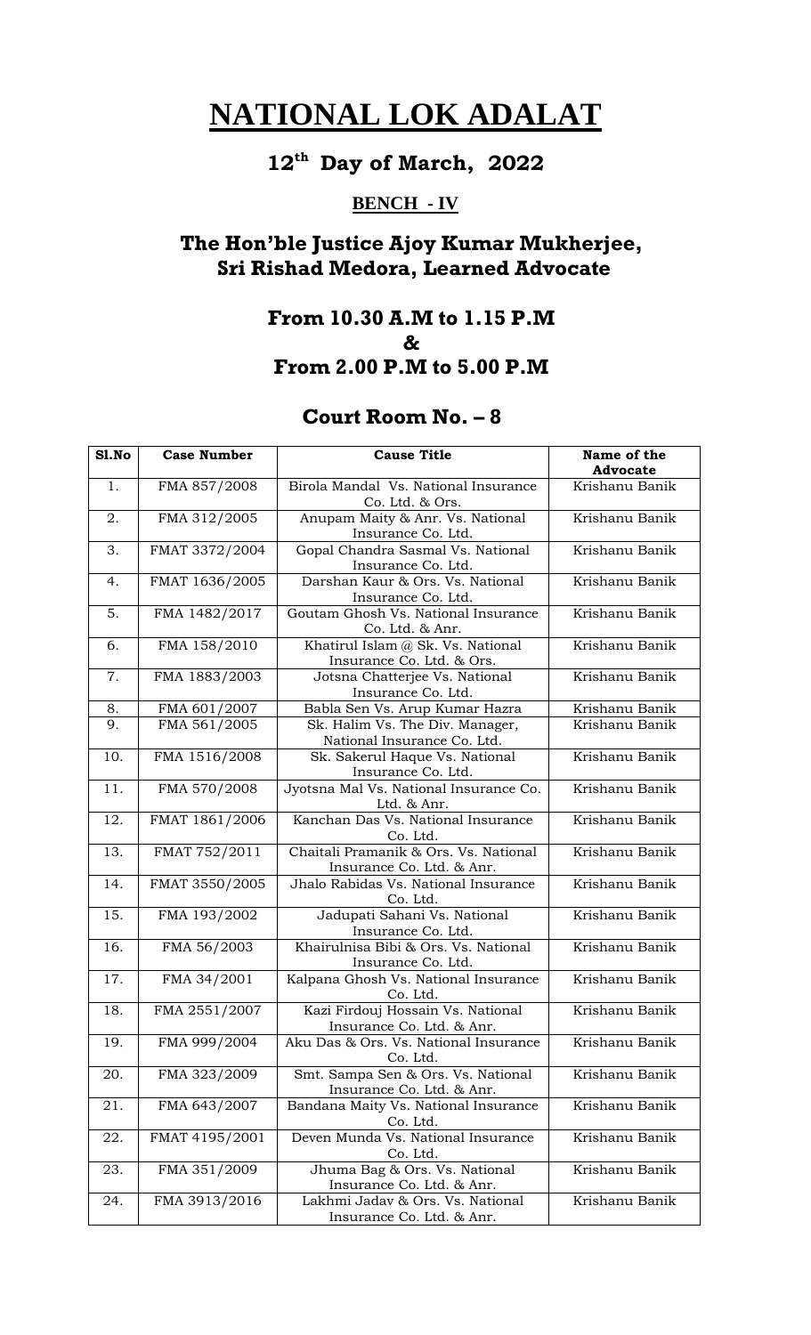# NATIONAL LOK ADALAT

## 12th Day of March, 2022

### BENCH - IV

## The Hon'ble Justice Ajoy Kumar Mukherjee, Sri Rishad Medora, Learned Advocate

## From 10.30 A.M to 1.15 P.M & From 2.00 P.M to 5.00 P.M

## Court Room No. – 8

| Sl.No | Case Number | Cause Title | Name of the Advocate |
|---|---|---|---|
| 1. | FMA 857/2008 | Birola Mandal Vs. National Insurance Co. Ltd. & Ors. | Krishanu Banik |
| 2. | FMA 312/2005 | Anupam Maity & Anr. Vs. National Insurance Co. Ltd. | Krishanu Banik |
| 3. | FMAT 3372/2004 | Gopal Chandra Sasmal Vs. National Insurance Co. Ltd. | Krishanu Banik |
| 4. | FMAT 1636/2005 | Darshan Kaur & Ors. Vs. National Insurance Co. Ltd. | Krishanu Banik |
| 5. | FMA 1482/2017 | Goutam Ghosh Vs. National Insurance Co. Ltd. & Anr. | Krishanu Banik |
| 6. | FMA 158/2010 | Khatirul Islam @ Sk. Vs. National Insurance Co. Ltd. & Ors. | Krishanu Banik |
| 7. | FMA 1883/2003 | Jotsna Chatterjee Vs. National Insurance Co. Ltd. | Krishanu Banik |
| 8. | FMA 601/2007 | Babla Sen Vs. Arup Kumar Hazra | Krishanu Banik |
| 9. | FMA 561/2005 | Sk. Halim Vs. The Div. Manager, National Insurance Co. Ltd. | Krishanu Banik |
| 10. | FMA 1516/2008 | Sk. Sakerul Haque Vs. National Insurance Co. Ltd. | Krishanu Banik |
| 11. | FMA 570/2008 | Jyotsna Mal Vs. National Insurance Co. Ltd. & Anr. | Krishanu Banik |
| 12. | FMAT 1861/2006 | Kanchan Das Vs. National Insurance Co. Ltd. | Krishanu Banik |
| 13. | FMAT 752/2011 | Chaitali Pramanik & Ors. Vs. National Insurance Co. Ltd. & Anr. | Krishanu Banik |
| 14. | FMAT 3550/2005 | Jhalo Rabidas Vs. National Insurance Co. Ltd. | Krishanu Banik |
| 15. | FMA 193/2002 | Jadupati Sahani Vs. National Insurance Co. Ltd. | Krishanu Banik |
| 16. | FMA 56/2003 | Khairulnisa Bibi & Ors. Vs. National Insurance Co. Ltd. | Krishanu Banik |
| 17. | FMA 34/2001 | Kalpana Ghosh Vs. National Insurance Co. Ltd. | Krishanu Banik |
| 18. | FMA 2551/2007 | Kazi Firdouj Hossain Vs. National Insurance Co. Ltd. & Anr. | Krishanu Banik |
| 19. | FMA 999/2004 | Aku Das & Ors. Vs. National Insurance Co. Ltd. | Krishanu Banik |
| 20. | FMA 323/2009 | Smt. Sampa Sen & Ors. Vs. National Insurance Co. Ltd. & Anr. | Krishanu Banik |
| 21. | FMA 643/2007 | Bandana Maity Vs. National Insurance Co. Ltd. | Krishanu Banik |
| 22. | FMAT 4195/2001 | Deven Munda Vs. National Insurance Co. Ltd. | Krishanu Banik |
| 23. | FMA 351/2009 | Jhuma Bag & Ors. Vs. National Insurance Co. Ltd. & Anr. | Krishanu Banik |
| 24. | FMA 3913/2016 | Lakhmi Jadav & Ors. Vs. National Insurance Co. Ltd. & Anr. | Krishanu Banik |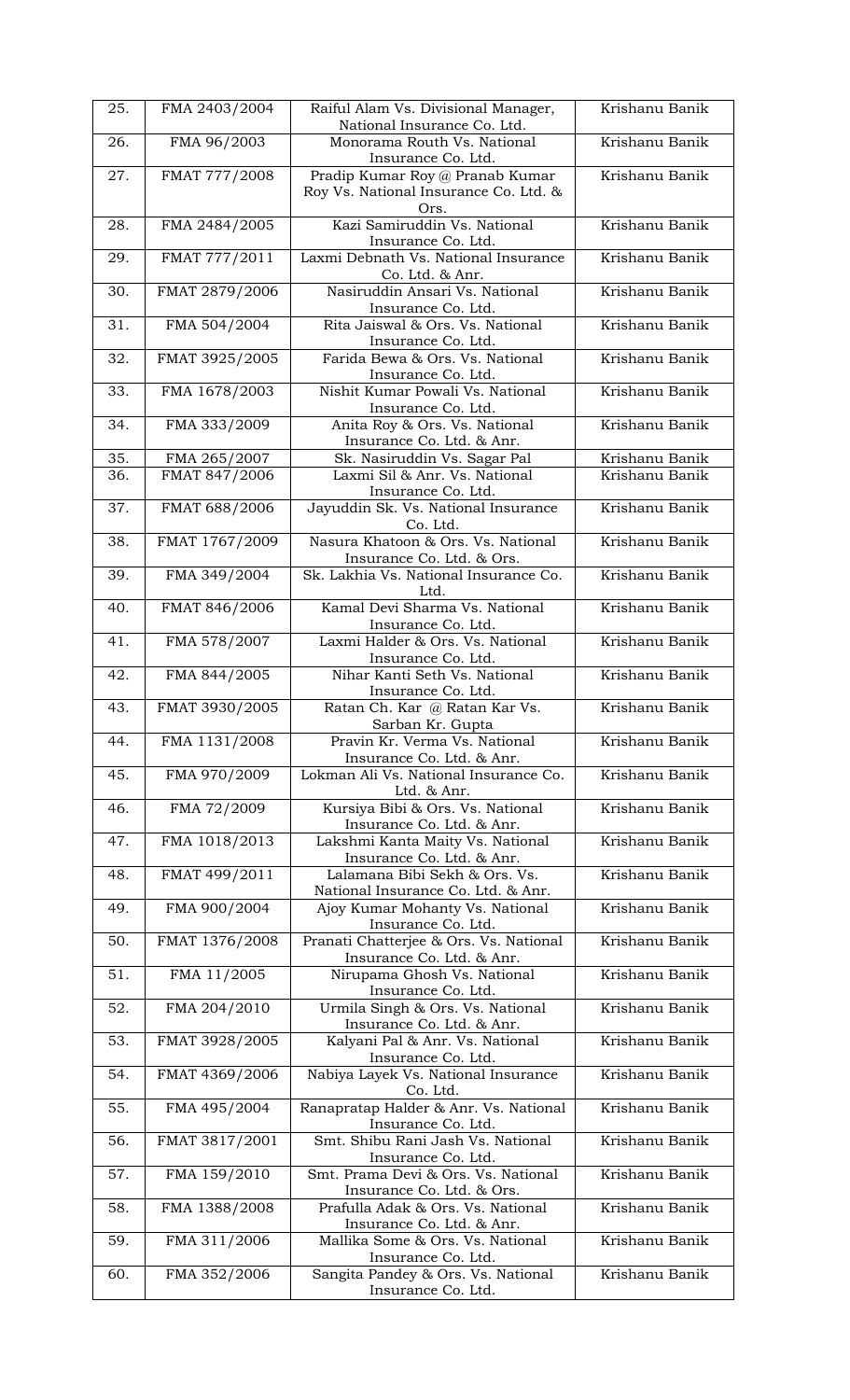| 25. | FMA 2403/2004 | Raiful Alam Vs. Divisional Manager, National Insurance Co. Ltd. | Krishanu Banik |
|---|---|---|---|
| 26. | FMA 96/2003 | Monorama Routh Vs. National Insurance Co. Ltd. | Krishanu Banik |
| 27. | FMAT 777/2008 | Pradip Kumar Roy @ Pranab Kumar Roy Vs. National Insurance Co. Ltd. & Ors. | Krishanu Banik |
| 28. | FMA 2484/2005 | Kazi Samiruddin Vs. National Insurance Co. Ltd. | Krishanu Banik |
| 29. | FMAT 777/2011 | Laxmi Debnath Vs. National Insurance Co. Ltd. & Anr. | Krishanu Banik |
| 30. | FMAT 2879/2006 | Nasiruddin Ansari Vs. National Insurance Co. Ltd. | Krishanu Banik |
| 31. | FMA 504/2004 | Rita Jaiswal & Ors. Vs. National Insurance Co. Ltd. | Krishanu Banik |
| 32. | FMAT 3925/2005 | Farida Bewa & Ors. Vs. National Insurance Co. Ltd. | Krishanu Banik |
| 33. | FMA 1678/2003 | Nishit Kumar Powali Vs. National Insurance Co. Ltd. | Krishanu Banik |
| 34. | FMA 333/2009 | Anita Roy & Ors. Vs. National Insurance Co. Ltd. & Anr. | Krishanu Banik |
| 35. | FMA 265/2007 | Sk. Nasiruddin Vs. Sagar Pal | Krishanu Banik |
| 36. | FMAT 847/2006 | Laxmi Sil & Anr. Vs. National Insurance Co. Ltd. | Krishanu Banik |
| 37. | FMAT 688/2006 | Jayuddin Sk. Vs. National Insurance Co. Ltd. | Krishanu Banik |
| 38. | FMAT 1767/2009 | Nasura Khatoon & Ors. Vs. National Insurance Co. Ltd. & Ors. | Krishanu Banik |
| 39. | FMA 349/2004 | Sk. Lakhia Vs. National Insurance Co. Ltd. | Krishanu Banik |
| 40. | FMAT 846/2006 | Kamal Devi Sharma Vs. National Insurance Co. Ltd. | Krishanu Banik |
| 41. | FMA 578/2007 | Laxmi Halder & Ors. Vs. National Insurance Co. Ltd. | Krishanu Banik |
| 42. | FMA 844/2005 | Nihar Kanti Seth Vs. National Insurance Co. Ltd. | Krishanu Banik |
| 43. | FMAT 3930/2005 | Ratan Ch. Kar @ Ratan Kar Vs. Sarban Kr. Gupta | Krishanu Banik |
| 44. | FMA 1131/2008 | Pravin Kr. Verma Vs. National Insurance Co. Ltd. & Anr. | Krishanu Banik |
| 45. | FMA 970/2009 | Lokman Ali Vs. National Insurance Co. Ltd. & Anr. | Krishanu Banik |
| 46. | FMA 72/2009 | Kursiya Bibi & Ors. Vs. National Insurance Co. Ltd. & Anr. | Krishanu Banik |
| 47. | FMA 1018/2013 | Lakshmi Kanta Maity Vs. National Insurance Co. Ltd. & Anr. | Krishanu Banik |
| 48. | FMAT 499/2011 | Lalamana Bibi Sekh & Ors. Vs. National Insurance Co. Ltd. & Anr. | Krishanu Banik |
| 49. | FMA 900/2004 | Ajoy Kumar Mohanty Vs. National Insurance Co. Ltd. | Krishanu Banik |
| 50. | FMAT 1376/2008 | Pranati Chatterjee & Ors. Vs. National Insurance Co. Ltd. & Anr. | Krishanu Banik |
| 51. | FMA 11/2005 | Nirupama Ghosh Vs. National Insurance Co. Ltd. | Krishanu Banik |
| 52. | FMA 204/2010 | Urmila Singh & Ors. Vs. National Insurance Co. Ltd. & Anr. | Krishanu Banik |
| 53. | FMAT 3928/2005 | Kalyani Pal & Anr. Vs. National Insurance Co. Ltd. | Krishanu Banik |
| 54. | FMAT 4369/2006 | Nabiya Layek Vs. National Insurance Co. Ltd. | Krishanu Banik |
| 55. | FMA 495/2004 | Ranapratap Halder & Anr. Vs. National Insurance Co. Ltd. | Krishanu Banik |
| 56. | FMAT 3817/2001 | Smt. Shibu Rani Jash Vs. National Insurance Co. Ltd. | Krishanu Banik |
| 57. | FMA 159/2010 | Smt. Prama Devi & Ors. Vs. National Insurance Co. Ltd. & Ors. | Krishanu Banik |
| 58. | FMA 1388/2008 | Prafulla Adak & Ors. Vs. National Insurance Co. Ltd. & Anr. | Krishanu Banik |
| 59. | FMA 311/2006 | Mallika Some & Ors. Vs. National Insurance Co. Ltd. | Krishanu Banik |
| 60. | FMA 352/2006 | Sangita Pandey & Ors. Vs. National Insurance Co. Ltd. | Krishanu Banik |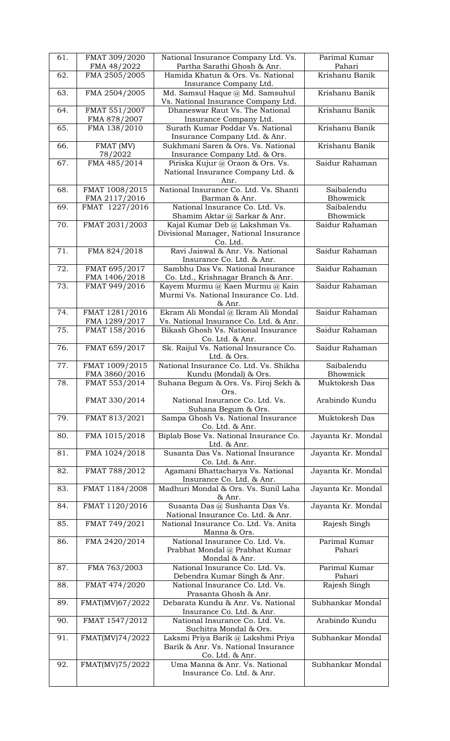| 61. | FMAT 309/2020<br>FMA 48/2022 | National Insurance Company Ltd. Vs. Partha Sarathi Ghosh & Anr. | Parimal Kumar Pahari |
|---|---|---|---|
| 62. | FMA 2505/2005 | Hamida Khatun & Ors. Vs. National Insurance Company Ltd. | Krishanu Banik |
| 63. | FMA 2504/2005 | Md. Samsul Haque @ Md. Samsuhul Vs. National Insurance Company Ltd. | Krishanu Banik |
| 64. | FMAT 551/2007<br>FMA 878/2007 | Dhaneswar Raut Vs. The National Insurance Company Ltd. | Krishanu Banik |
| 65. | FMA 138/2010 | Surath Kumar Poddar Vs. National Insurance Company Ltd. & Anr. | Krishanu Banik |
| 66. | FMAT (MV) 78/2022 | Sukhmani Saren & Ors. Vs. National Insurance Company Ltd. & Ors. | Krishanu Banik |
| 67. | FMA 485/2014 | Piriska Kujur @ Oraon & Ors. Vs. National Insurance Company Ltd. & Anr. | Saidur Rahaman |
| 68. | FMAT 1008/2015<br>FMA 2117/2016 | National Insurance Co. Ltd. Vs. Shanti Barman & Anr. | Saibalendu Bhowmick |
| 69. | FMAT 1227/2016 | National Insurance Co. Ltd. Vs. Shamim Aktar @ Sarkar & Anr. | Saibalendu Bhowmick |
| 70. | FMAT 2031/2003 | Kajal Kumar Deb @ Lakshman Vs. Divisional Manager, National Insurance Co. Ltd. | Saidur Rahaman |
| 71. | FMA 824/2018 | Ravi Jaiswal & Anr. Vs. National Insurance Co. Ltd. & Anr. | Saidur Rahaman |
| 72. | FMAT 695/2017<br>FMA 1406/2018 | Sambhu Das Vs. National Insurance Co. Ltd., Krishnagar Branch & Anr. | Saidur Rahaman |
| 73. | FMAT 949/2016 | Kayem Murmu @ Kaen Murmu @ Kain Murmi Vs. National Insurance Co. Ltd. & Anr. | Saidur Rahaman |
| 74. | FMAT 1281/2016<br>FMA 1289/2017 | Ekram Ali Mondal @ Ikram Ali Mondal Vs. National Insurance Co. Ltd. & Anr. | Saidur Rahaman |
| 75. | FMAT 158/2016 | Bikash Ghosh Vs. National Insurance Co. Ltd. & Anr. | Saidur Rahaman |
| 76. | FMAT 659/2017 | Sk. Raijul Vs. National Insurance Co. Ltd. & Ors. | Saidur Rahaman |
| 77. | FMAT 1009/2015<br>FMA 3860/2016 | National Insurance Co. Ltd. Vs. Shikha Kundu (Mondal) & Ors. | Saibalendu Bhowmick |
| 78. | FMAT 553/2014<br><br>FMAT 330/2014 | Suhana Begum & Ors. Vs. Firoj Sekh & Ors.<br>National Insurance Co. Ltd. Vs. Suhana Begum & Ors. | Muktokesh Das<br><br>Arabindo Kundu |
| 79. | FMAT 813/2021 | Sampa Ghosh Vs. National Insurance Co. Ltd. & Anr. | Muktokesh Das |
| 80. | FMA 1015/2018 | Biplab Bose Vs. National Insurance Co. Ltd. & Anr. | Jayanta Kr. Mondal |
| 81. | FMA 1024/2018 | Susanta Das Vs. National Insurance Co. Ltd. & Anr. | Jayanta Kr. Mondal |
| 82. | FMAT 788/2012 | Agamani Bhattacharya Vs. National Insurance Co. Ltd. & Anr. | Jayanta Kr. Mondal |
| 83. | FMAT 1184/2008 | Madhuri Mondal & Ors. Vs. Sunil Laha & Anr. | Jayanta Kr. Mondal |
| 84. | FMAT 1120/2016 | Susanta Das @ Sushanta Das Vs. National Insurance Co. Ltd. & Anr. | Jayanta Kr. Mondal |
| 85. | FMAT 749/2021 | National Insurance Co. Ltd. Vs. Anita Manna & Ors. | Rajesh Singh |
| 86. | FMA 2420/2014 | National Insurance Co. Ltd. Vs. Prabhat Mondal @ Prabhat Kumar Mondal & Anr. | Parimal Kumar Pahari |
| 87. | FMA 763/2003 | National Insurance Co. Ltd. Vs. Debendra Kumar Singh & Anr. | Parimal Kumar Pahari |
| 88. | FMAT 474/2020 | National Insurance Co. Ltd. Vs. Prasanta Ghosh & Anr. | Rajesh Singh |
| 89. | FMAT(MV)67/2022 | Debarata Kundu & Anr. Vs. National Insurance Co. Ltd. & Anr. | Subhankar Mondal |
| 90. | FMAT 1547/2012 | National Insurance Co. Ltd. Vs. Suchitra Mondal & Ors. | Arabindo Kundu |
| 91. | FMAT(MV)74/2022 | Laksmi Priya Barik @ Lakshmi Priya Barik & Anr. Vs. National Insurance Co. Ltd. & Anr. | Subhankar Mondal |
| 92. | FMAT(MV)75/2022 | Uma Manna & Anr. Vs. National Insurance Co. Ltd. & Anr. | Subhankar Mondal |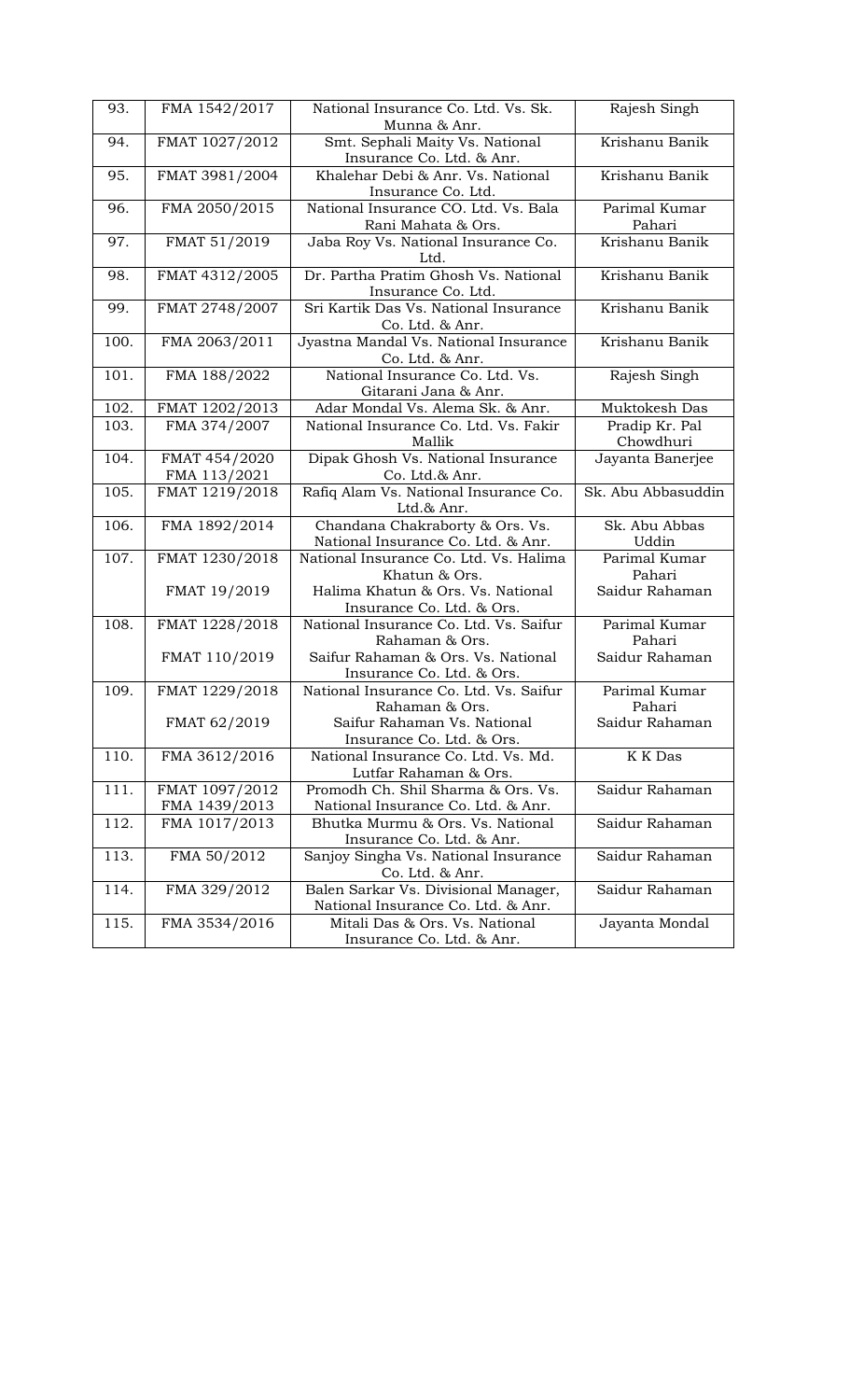| | | | |
|---|---|---|---|
| 93. | FMA 1542/2017 | National Insurance Co. Ltd. Vs. Sk. Munna & Anr. | Rajesh Singh |
| 94. | FMAT 1027/2012 | Smt. Sephali Maity Vs. National Insurance Co. Ltd. & Anr. | Krishanu Banik |
| 95. | FMAT 3981/2004 | Khalehar Debi & Anr. Vs. National Insurance Co. Ltd. | Krishanu Banik |
| 96. | FMA 2050/2015 | National Insurance CO. Ltd. Vs. Bala Rani Mahata & Ors. | Parimal Kumar Pahari |
| 97. | FMAT 51/2019 | Jaba Roy Vs. National Insurance Co. Ltd. | Krishanu Banik |
| 98. | FMAT 4312/2005 | Dr. Partha Pratim Ghosh Vs. National Insurance Co. Ltd. | Krishanu Banik |
| 99. | FMAT 2748/2007 | Sri Kartik Das Vs. National Insurance Co. Ltd. & Anr. | Krishanu Banik |
| 100. | FMA 2063/2011 | Jyastna Mandal Vs. National Insurance Co. Ltd. & Anr. | Krishanu Banik |
| 101. | FMA 188/2022 | National Insurance Co. Ltd. Vs. Gitarani Jana & Anr. | Rajesh Singh |
| 102. | FMAT 1202/2013 | Adar Mondal Vs. Alema Sk. & Anr. | Muktokesh Das |
| 103. | FMA 374/2007 | National Insurance Co. Ltd. Vs. Fakir Mallik | Pradip Kr. Pal Chowdhuri |
| 104. | FMAT 454/2020<br>FMA 113/2021 | Dipak Ghosh Vs. National Insurance Co. Ltd.& Anr. | Jayanta Banerjee |
| 105. | FMAT 1219/2018 | Rafiq Alam Vs. National Insurance Co. Ltd.& Anr. | Sk. Abu Abbasuddin |
| 106. | FMA 1892/2014 | Chandana Chakraborty & Ors. Vs. National Insurance Co. Ltd. & Anr. | Sk. Abu Abbas Uddin |
| 107. | FMAT 1230/2018<br><br>FMAT 19/2019 | National Insurance Co. Ltd. Vs. Halima Khatun & Ors.<br>Halima Khatun & Ors. Vs. National Insurance Co. Ltd. & Ors. | Parimal Kumar Pahari<br>Saidur Rahaman |
| 108. | FMAT 1228/2018<br><br>FMAT 110/2019 | National Insurance Co. Ltd. Vs. Saifur Rahaman & Ors.<br>Saifur Rahaman & Ors. Vs. National Insurance Co. Ltd. & Ors. | Parimal Kumar Pahari<br>Saidur Rahaman |
| 109. | FMAT 1229/2018<br><br>FMAT 62/2019 | National Insurance Co. Ltd. Vs. Saifur Rahaman & Ors.<br>Saifur Rahaman Vs. National Insurance Co. Ltd. & Ors. | Parimal Kumar Pahari<br>Saidur Rahaman |
| 110. | FMA 3612/2016 | National Insurance Co. Ltd. Vs. Md. Lutfar Rahaman & Ors. | K K Das |
| 111. | FMAT 1097/2012<br>FMA 1439/2013 | Promodh Ch. Shil Sharma & Ors. Vs. National Insurance Co. Ltd. & Anr. | Saidur Rahaman |
| 112. | FMA 1017/2013 | Bhutka Murmu & Ors. Vs. National Insurance Co. Ltd. & Anr. | Saidur Rahaman |
| 113. | FMA 50/2012 | Sanjoy Singha Vs. National Insurance Co. Ltd. & Anr. | Saidur Rahaman |
| 114. | FMA 329/2012 | Balen Sarkar Vs. Divisional Manager, National Insurance Co. Ltd. & Anr. | Saidur Rahaman |
| 115. | FMA 3534/2016 | Mitali Das & Ors. Vs. National Insurance Co. Ltd. & Anr. | Jayanta Mondal |